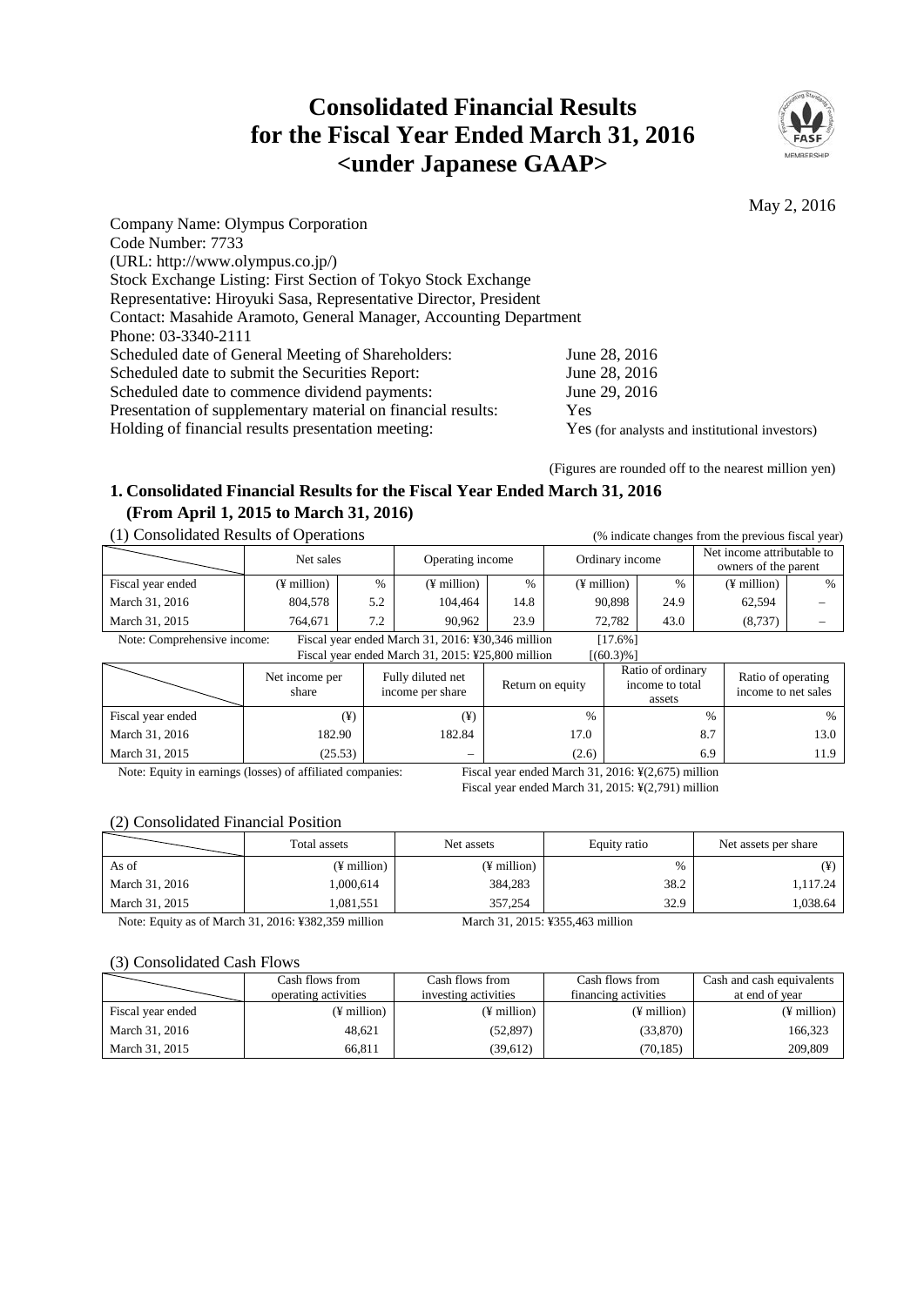# Consolidated Financial Results for the Fiscal Year Ended March 31, 2016 <under Japanese GAAP>

May 2, 2016

Company Name: Olympus Corporation
Code Number: 7733
(URL: http://www.olympus.co.jp/)
Stock Exchange Listing: First Section of Tokyo Stock Exchange
Representative: Hiroyuki Sasa, Representative Director, President
Contact: Masahide Aramoto, General Manager, Accounting Department
Phone: 03-3340-2111

| | |
|---|---|
| Scheduled date of General Meeting of Shareholders: | June 28, 2016 |
| Scheduled date to submit the Securities Report: | June 28, 2016 |
| Scheduled date to commence dividend payments: | June 29, 2016 |
| Presentation of supplementary material on financial results: | Yes |
| Holding of financial results presentation meeting: | Yes (for analysts and institutional investors) |

(Figures are rounded off to the nearest million yen)

## 1. Consolidated Financial Results for the Fiscal Year Ended March 31, 2016 (From April 1, 2015 to March 31, 2016)

### (1) Consolidated Results of Operations

(% indicate changes from the previous fiscal year)

| | Net sales | | Operating income | | Ordinary income | | Net income attributable to owners of the parent | |
|---|---|---|---|---|---|---|---|---|
| Fiscal year ended | (¥ million) | % | (¥ million) | % | (¥ million) | % | (¥ million) | % |
| March 31, 2016 | 804,578 | 5.2 | 104,464 | 14.8 | 90,898 | 24.9 | 62,594 | – |
| March 31, 2015 | 764,671 | 7.2 | 90,962 | 23.9 | 72,782 | 43.0 | (8,737) | – |

Note: Comprehensive income: Fiscal year ended March 31, 2016: ¥30,346 million [17.6%]
Fiscal year ended March 31, 2015: ¥25,800 million [(60.3)%]

| | Net income per share | Fully diluted net income per share | Return on equity | Ratio of ordinary income to total assets | Ratio of operating income to net sales |
|---|---|---|---|---|---|
| Fiscal year ended | (¥) | (¥) | % | % | % |
| March 31, 2016 | 182.90 | 182.84 | 17.0 | 8.7 | 13.0 |
| March 31, 2015 | (25.53) | – | (2.6) | 6.9 | 11.9 |

Note: Equity in earnings (losses) of affiliated companies: Fiscal year ended March 31, 2016: ¥(2,675) million
Fiscal year ended March 31, 2015: ¥(2,791) million

### (2) Consolidated Financial Position

| | Total assets | Net assets | Equity ratio | Net assets per share |
|---|---|---|---|---|
| As of | (¥ million) | (¥ million) | % | (¥) |
| March 31, 2016 | 1,000,614 | 384,283 | 38.2 | 1,117.24 |
| March 31, 2015 | 1,081,551 | 357,254 | 32.9 | 1,038.64 |

Note: Equity as of March 31, 2016: ¥382,359 million March 31, 2015: ¥355,463 million

### (3) Consolidated Cash Flows

| | Cash flows from operating activities | Cash flows from investing activities | Cash flows from financing activities | Cash and cash equivalents at end of year |
|---|---|---|---|---|
| Fiscal year ended | (¥ million) | (¥ million) | (¥ million) | (¥ million) |
| March 31, 2016 | 48,621 | (52,897) | (33,870) | 166,323 |
| March 31, 2015 | 66,811 | (39,612) | (70,185) | 209,809 |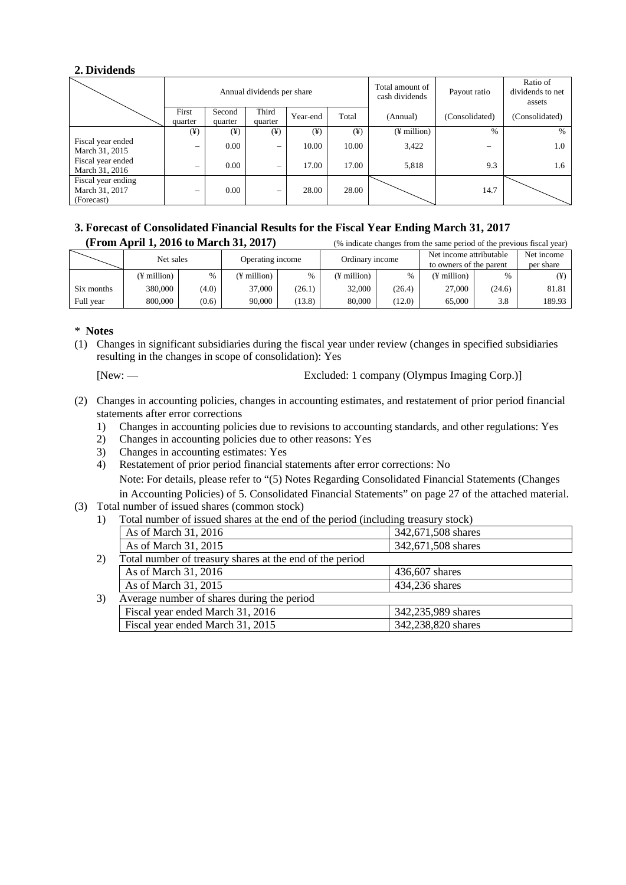## 2. Dividends

| | Annual dividends per share | | | | | Total amount of cash dividends | Payout ratio | Ratio of dividends to net assets |
|---|---|---|---|---|---|---|---|---|
| | First quarter | Second quarter | Third quarter | Year-end | Total | (Annual) | (Consolidated) | (Consolidated) |
| | (¥) | (¥) | (¥) | (¥) | (¥) | (¥ million) | % | % |
| Fiscal year ended March 31, 2015 | – | 0.00 | – | 10.00 | 10.00 | 3,422 | – | 1.0 |
| Fiscal year ended March 31, 2016 | – | 0.00 | – | 17.00 | 17.00 | 5,818 | 9.3 | 1.6 |
| Fiscal year ending March 31, 2017 (Forecast) | – | 0.00 | – | 28.00 | 28.00 | | 14.7 | |

## 3. Forecast of Consolidated Financial Results for the Fiscal Year Ending March 31, 2017 (From April 1, 2016 to March 31, 2017)

(% indicate changes from the same period of the previous fiscal year)

| | Net sales | | Operating income | | Ordinary income | | Net income attributable to owners of the parent | | Net income per share |
|---|---|---|---|---|---|---|---|---|---|
| | (¥ million) | % | (¥ million) | % | (¥ million) | % | (¥ million) | % | (¥) |
| Six months | 380,000 | (4.0) | 37,000 | (26.1) | 32,000 | (26.4) | 27,000 | (24.6) | 81.81 |
| Full year | 800,000 | (0.6) | 90,000 | (13.8) | 80,000 | (12.0) | 65,000 | 3.8 | 189.93 |

\* **Notes**

(1) Changes in significant subsidiaries during the fiscal year under review (changes in specified subsidiaries resulting in the changes in scope of consolidation): Yes

[New: — Excluded: 1 company (Olympus Imaging Corp.)]

(2) Changes in accounting policies, changes in accounting estimates, and restatement of prior period financial statements after error corrections

1) Changes in accounting policies due to revisions to accounting standards, and other regulations: Yes
2) Changes in accounting policies due to other reasons: Yes
3) Changes in accounting estimates: Yes
4) Restatement of prior period financial statements after error corrections: No

Note: For details, please refer to "(5) Notes Regarding Consolidated Financial Statements (Changes in Accounting Policies) of 5. Consolidated Financial Statements" on page 27 of the attached material.

(3) Total number of issued shares (common stock)

1) Total number of issued shares at the end of the period (including treasury stock)

| | |
|---|---|
| As of March 31, 2016 | 342,671,508 shares |
| As of March 31, 2015 | 342,671,508 shares |

2) Total number of treasury shares at the end of the period

| | |
|---|---|
| As of March 31, 2016 | 436,607 shares |
| As of March 31, 2015 | 434,236 shares |

3) Average number of shares during the period

| | |
|---|---|
| Fiscal year ended March 31, 2016 | 342,235,989 shares |
| Fiscal year ended March 31, 2015 | 342,238,820 shares |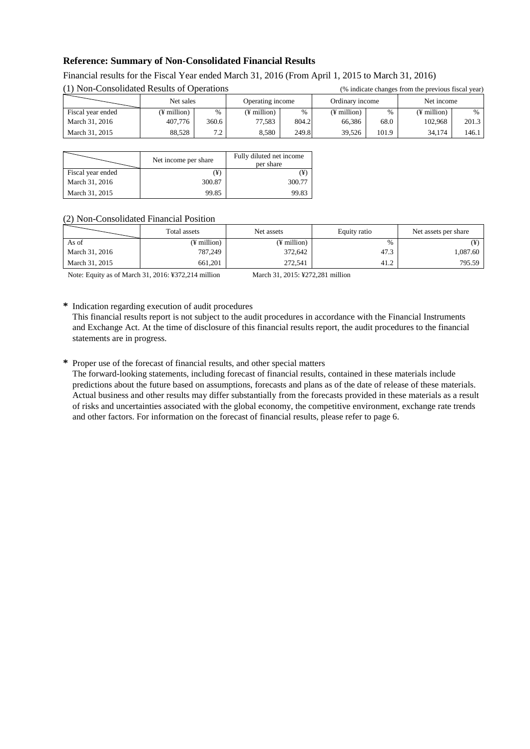## Reference: Summary of Non-Consolidated Financial Results

Financial results for the Fiscal Year ended March 31, 2016 (From April 1, 2015 to March 31, 2016)

(1) Non-Consolidated Results of Operations (% indicate changes from the previous fiscal year)

| | Net sales | | Operating income | | Ordinary income | | Net income | |
|---|---|---|---|---|---|---|---|---|
| Fiscal year ended | (¥ million) | % | (¥ million) | % | (¥ million) | % | (¥ million) | % |
| March 31, 2016 | 407,776 | 360.6 | 77,583 | 804.2 | 66,386 | 68.0 | 102,968 | 201.3 |
| March 31, 2015 | 88,528 | 7.2 | 8,580 | 249.8 | 39,526 | 101.9 | 34,174 | 146.1 |

| | Net income per share | Fully diluted net income per share |
|---|---|---|
| Fiscal year ended | (¥) | (¥) |
| March 31, 2016 | 300.87 | 300.77 |
| March 31, 2015 | 99.85 | 99.83 |

(2) Non-Consolidated Financial Position

| | Total assets | Net assets | Equity ratio | Net assets per share |
|---|---|---|---|---|
| As of | (¥ million) | (¥ million) | % | (¥) |
| March 31, 2016 | 787,249 | 372,642 | 47.3 | 1,087.60 |
| March 31, 2015 | 661,201 | 272,541 | 41.2 | 795.59 |

Note: Equity as of March 31, 2016: ¥372,214 million March 31, 2015: ¥272,281 million

**\*** Indication regarding execution of audit procedures

This financial results report is not subject to the audit procedures in accordance with the Financial Instruments and Exchange Act. At the time of disclosure of this financial results report, the audit procedures to the financial statements are in progress.

**\*** Proper use of the forecast of financial results, and other special matters

The forward-looking statements, including forecast of financial results, contained in these materials include predictions about the future based on assumptions, forecasts and plans as of the date of release of these materials. Actual business and other results may differ substantially from the forecasts provided in these materials as a result of risks and uncertainties associated with the global economy, the competitive environment, exchange rate trends and other factors. For information on the forecast of financial results, please refer to page 6.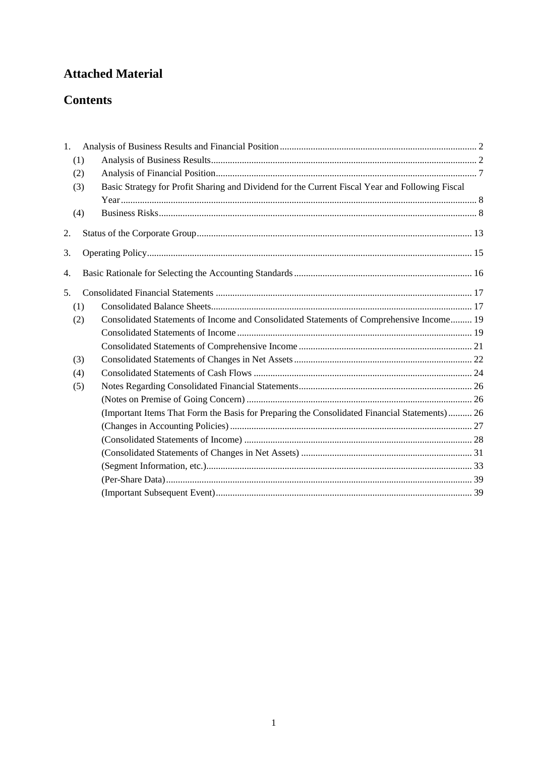# Attached Material

## Contents

1. Analysis of Business Results and Financial Position .......... 2
   - (1) Analysis of Business Results .......... 2
   - (2) Analysis of Financial Position .......... 7
   - (3) Basic Strategy for Profit Sharing and Dividend for the Current Fiscal Year and Following Fiscal Year .......... 8
   - (4) Business Risks .......... 8
2. Status of the Corporate Group .......... 13
3. Operating Policy .......... 15
4. Basic Rationale for Selecting the Accounting Standards .......... 16
5. Consolidated Financial Statements .......... 17
   - (1) Consolidated Balance Sheets .......... 17
   - (2) Consolidated Statements of Income and Consolidated Statements of Comprehensive Income .......... 19
     - Consolidated Statements of Income .......... 19
     - Consolidated Statements of Comprehensive Income .......... 21
   - (3) Consolidated Statements of Changes in Net Assets .......... 22
   - (4) Consolidated Statements of Cash Flows .......... 24
   - (5) Notes Regarding Consolidated Financial Statements .......... 26
     - (Notes on Premise of Going Concern) .......... 26
     - (Important Items That Form the Basis for Preparing the Consolidated Financial Statements) .......... 26
     - (Changes in Accounting Policies) .......... 27
     - (Consolidated Statements of Income) .......... 28
     - (Consolidated Statements of Changes in Net Assets) .......... 31
     - (Segment Information, etc.) .......... 33
     - (Per-Share Data) .......... 39
     - (Important Subsequent Event) .......... 39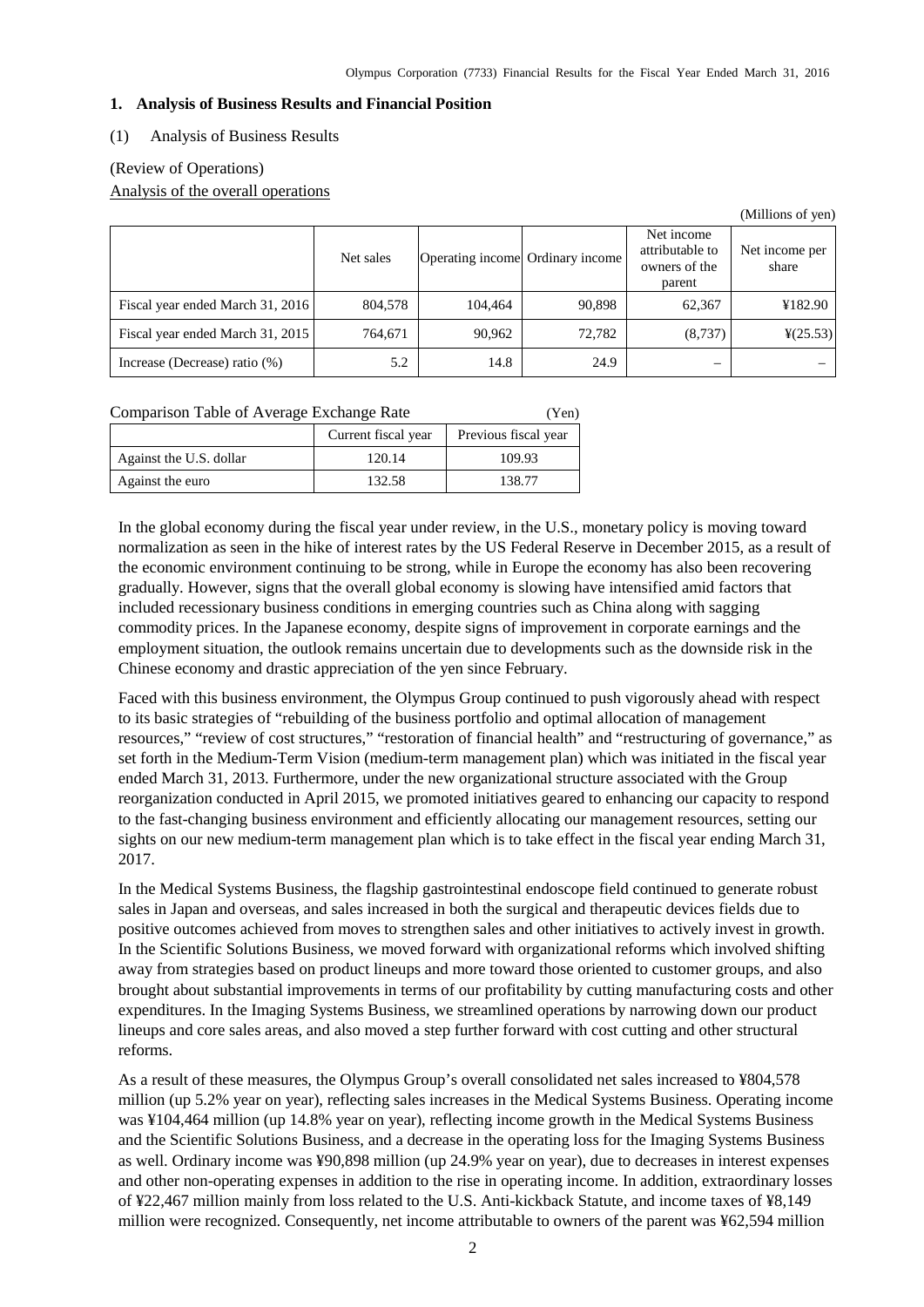## 1. Analysis of Business Results and Financial Position

### (1) Analysis of Business Results

(Review of Operations)

Analysis of the overall operations

(Millions of yen)

| | Net sales | Operating income | Ordinary income | Net income attributable to owners of the parent | Net income per share |
|---|---|---|---|---|---|
| Fiscal year ended March 31, 2016 | 804,578 | 104,464 | 90,898 | 62,367 | ¥182.90 |
| Fiscal year ended March 31, 2015 | 764,671 | 90,962 | 72,782 | (8,737) | ¥(25.53) |
| Increase (Decrease) ratio (%) | 5.2 | 14.8 | 24.9 | – | – |

Comparison Table of Average Exchange Rate (Yen)

| | Current fiscal year | Previous fiscal year |
|---|---|---|
| Against the U.S. dollar | 120.14 | 109.93 |
| Against the euro | 132.58 | 138.77 |

In the global economy during the fiscal year under review, in the U.S., monetary policy is moving toward normalization as seen in the hike of interest rates by the US Federal Reserve in December 2015, as a result of the economic environment continuing to be strong, while in Europe the economy has also been recovering gradually. However, signs that the overall global economy is slowing have intensified amid factors that included recessionary business conditions in emerging countries such as China along with sagging commodity prices. In the Japanese economy, despite signs of improvement in corporate earnings and the employment situation, the outlook remains uncertain due to developments such as the downside risk in the Chinese economy and drastic appreciation of the yen since February.

Faced with this business environment, the Olympus Group continued to push vigorously ahead with respect to its basic strategies of "rebuilding of the business portfolio and optimal allocation of management resources," "review of cost structures," "restoration of financial health" and "restructuring of governance," as set forth in the Medium-Term Vision (medium-term management plan) which was initiated in the fiscal year ended March 31, 2013. Furthermore, under the new organizational structure associated with the Group reorganization conducted in April 2015, we promoted initiatives geared to enhancing our capacity to respond to the fast-changing business environment and efficiently allocating our management resources, setting our sights on our new medium-term management plan which is to take effect in the fiscal year ending March 31, 2017.

In the Medical Systems Business, the flagship gastrointestinal endoscope field continued to generate robust sales in Japan and overseas, and sales increased in both the surgical and therapeutic devices fields due to positive outcomes achieved from moves to strengthen sales and other initiatives to actively invest in growth. In the Scientific Solutions Business, we moved forward with organizational reforms which involved shifting away from strategies based on product lineups and more toward those oriented to customer groups, and also brought about substantial improvements in terms of our profitability by cutting manufacturing costs and other expenditures. In the Imaging Systems Business, we streamlined operations by narrowing down our product lineups and core sales areas, and also moved a step further forward with cost cutting and other structural reforms.

As a result of these measures, the Olympus Group's overall consolidated net sales increased to ¥804,578 million (up 5.2% year on year), reflecting sales increases in the Medical Systems Business. Operating income was ¥104,464 million (up 14.8% year on year), reflecting income growth in the Medical Systems Business and the Scientific Solutions Business, and a decrease in the operating loss for the Imaging Systems Business as well. Ordinary income was ¥90,898 million (up 24.9% year on year), due to decreases in interest expenses and other non-operating expenses in addition to the rise in operating income. In addition, extraordinary losses of ¥22,467 million mainly from loss related to the U.S. Anti-kickback Statute, and income taxes of ¥8,149 million were recognized. Consequently, net income attributable to owners of the parent was ¥62,594 million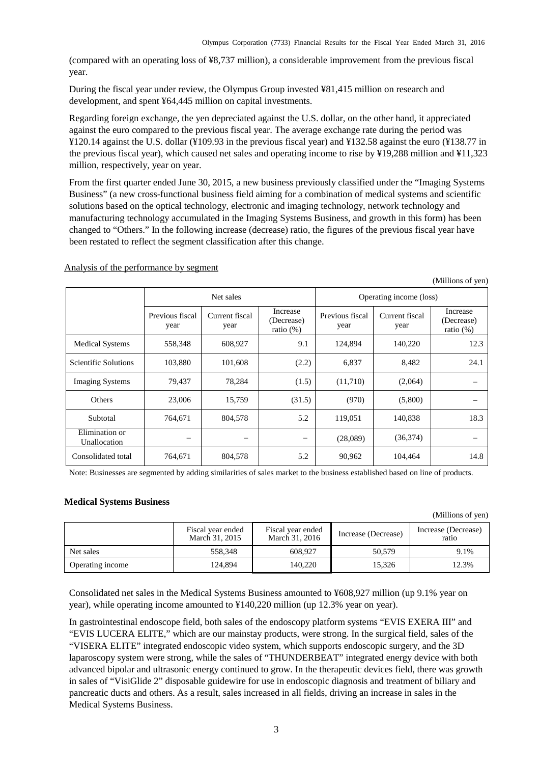(compared with an operating loss of ¥8,737 million), a considerable improvement from the previous fiscal year.

During the fiscal year under review, the Olympus Group invested ¥81,415 million on research and development, and spent ¥64,445 million on capital investments.

Regarding foreign exchange, the yen depreciated against the U.S. dollar, on the other hand, it appreciated against the euro compared to the previous fiscal year. The average exchange rate during the period was ¥120.14 against the U.S. dollar (¥109.93 in the previous fiscal year) and ¥132.58 against the euro (¥138.77 in the previous fiscal year), which caused net sales and operating income to rise by ¥19,288 million and ¥11,323 million, respectively, year on year.

From the first quarter ended June 30, 2015, a new business previously classified under the "Imaging Systems Business" (a new cross-functional business field aiming for a combination of medical systems and scientific solutions based on the optical technology, electronic and imaging technology, network technology and manufacturing technology accumulated in the Imaging Systems Business, and growth in this form) has been changed to "Others." In the following increase (decrease) ratio, the figures of the previous fiscal year have been restated to reflect the segment classification after this change.

Analysis of the performance by segment

(Millions of yen)

| | Net sales | | | Operating income (loss) | | |
|---|---|---|---|---|---|---|
| | Previous fiscal year | Current fiscal year | Increase (Decrease) ratio (%) | Previous fiscal year | Current fiscal year | Increase (Decrease) ratio (%) |
| Medical Systems | 558,348 | 608,927 | 9.1 | 124,894 | 140,220 | 12.3 |
| Scientific Solutions | 103,880 | 101,608 | (2.2) | 6,837 | 8,482 | 24.1 |
| Imaging Systems | 79,437 | 78,284 | (1.5) | (11,710) | (2,064) | – |
| Others | 23,006 | 15,759 | (31.5) | (970) | (5,800) | – |
| Subtotal | 764,671 | 804,578 | 5.2 | 119,051 | 140,838 | 18.3 |
| Elimination or Unallocation | – | – | – | (28,089) | (36,374) | – |
| Consolidated total | 764,671 | 804,578 | 5.2 | 90,962 | 104,464 | 14.8 |

Note: Businesses are segmented by adding similarities of sales market to the business established based on line of products.

**Medical Systems Business**

(Millions of yen)

| | Fiscal year ended March 31, 2015 | Fiscal year ended March 31, 2016 | Increase (Decrease) | Increase (Decrease) ratio |
|---|---|---|---|---|
| Net sales | 558,348 | 608,927 | 50,579 | 9.1% |
| Operating income | 124,894 | 140,220 | 15,326 | 12.3% |

Consolidated net sales in the Medical Systems Business amounted to ¥608,927 million (up 9.1% year on year), while operating income amounted to ¥140,220 million (up 12.3% year on year).

In gastrointestinal endoscope field, both sales of the endoscopy platform systems "EVIS EXERA III" and "EVIS LUCERA ELITE," which are our mainstay products, were strong. In the surgical field, sales of the "VISERA ELITE" integrated endoscopic video system, which supports endoscopic surgery, and the 3D laparoscopy system were strong, while the sales of "THUNDERBEAT" integrated energy device with both advanced bipolar and ultrasonic energy continued to grow. In the therapeutic devices field, there was growth in sales of "VisiGlide 2" disposable guidewire for use in endoscopic diagnosis and treatment of biliary and pancreatic ducts and others. As a result, sales increased in all fields, driving an increase in sales in the Medical Systems Business.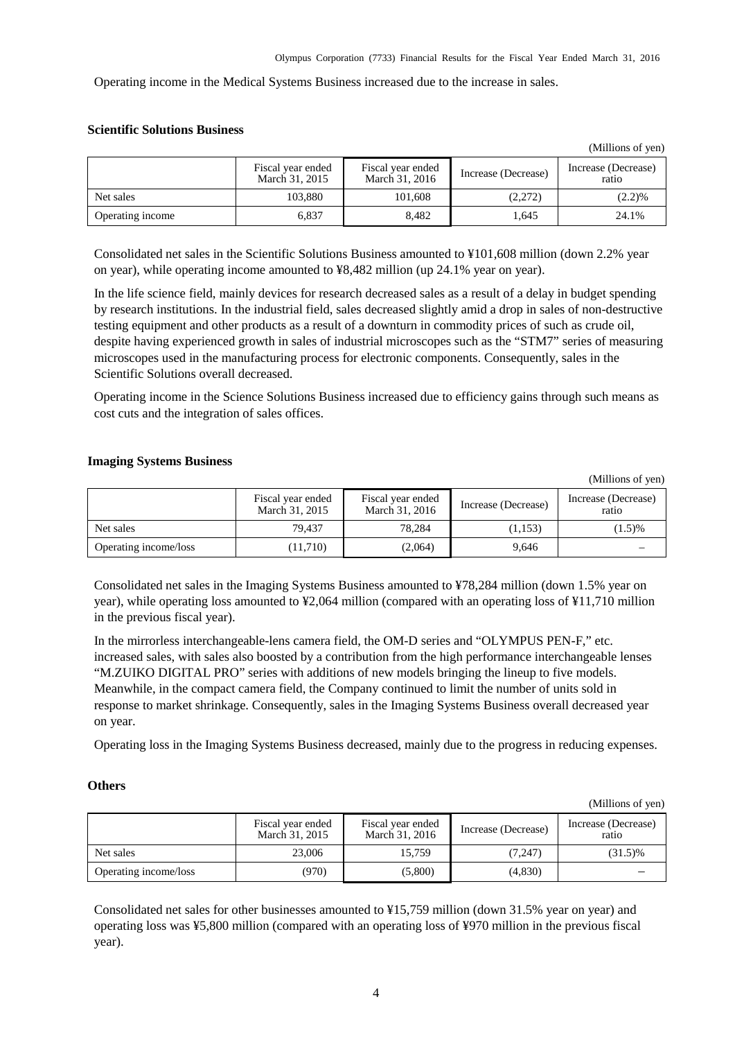Operating income in the Medical Systems Business increased due to the increase in sales.

**Scientific Solutions Business**

(Millions of yen)

| | Fiscal year ended March 31, 2015 | Fiscal year ended March 31, 2016 | Increase (Decrease) | Increase (Decrease) ratio |
|---|---|---|---|---|
| Net sales | 103,880 | 101,608 | (2,272) | (2.2)% |
| Operating income | 6,837 | 8,482 | 1,645 | 24.1% |

Consolidated net sales in the Scientific Solutions Business amounted to ¥101,608 million (down 2.2% year on year), while operating income amounted to ¥8,482 million (up 24.1% year on year).

In the life science field, mainly devices for research decreased sales as a result of a delay in budget spending by research institutions. In the industrial field, sales decreased slightly amid a drop in sales of non-destructive testing equipment and other products as a result of a downturn in commodity prices of such as crude oil, despite having experienced growth in sales of industrial microscopes such as the "STM7" series of measuring microscopes used in the manufacturing process for electronic components. Consequently, sales in the Scientific Solutions overall decreased.

Operating income in the Science Solutions Business increased due to efficiency gains through such means as cost cuts and the integration of sales offices.

**Imaging Systems Business**

(Millions of yen)

| | Fiscal year ended March 31, 2015 | Fiscal year ended March 31, 2016 | Increase (Decrease) | Increase (Decrease) ratio |
|---|---|---|---|---|
| Net sales | 79,437 | 78,284 | (1,153) | (1.5)% |
| Operating income/loss | (11,710) | (2,064) | 9,646 | – |

Consolidated net sales in the Imaging Systems Business amounted to ¥78,284 million (down 1.5% year on year), while operating loss amounted to ¥2,064 million (compared with an operating loss of ¥11,710 million in the previous fiscal year).

In the mirrorless interchangeable-lens camera field, the OM-D series and "OLYMPUS PEN-F," etc. increased sales, with sales also boosted by a contribution from the high performance interchangeable lenses "M.ZUIKO DIGITAL PRO" series with additions of new models bringing the lineup to five models. Meanwhile, in the compact camera field, the Company continued to limit the number of units sold in response to market shrinkage. Consequently, sales in the Imaging Systems Business overall decreased year on year.

Operating loss in the Imaging Systems Business decreased, mainly due to the progress in reducing expenses.

**Others**

(Millions of yen)

| | Fiscal year ended March 31, 2015 | Fiscal year ended March 31, 2016 | Increase (Decrease) | Increase (Decrease) ratio |
|---|---|---|---|---|
| Net sales | 23,006 | 15,759 | (7,247) | (31.5)% |
| Operating income/loss | (970) | (5,800) | (4,830) | – |

Consolidated net sales for other businesses amounted to ¥15,759 million (down 31.5% year on year) and operating loss was ¥5,800 million (compared with an operating loss of ¥970 million in the previous fiscal year).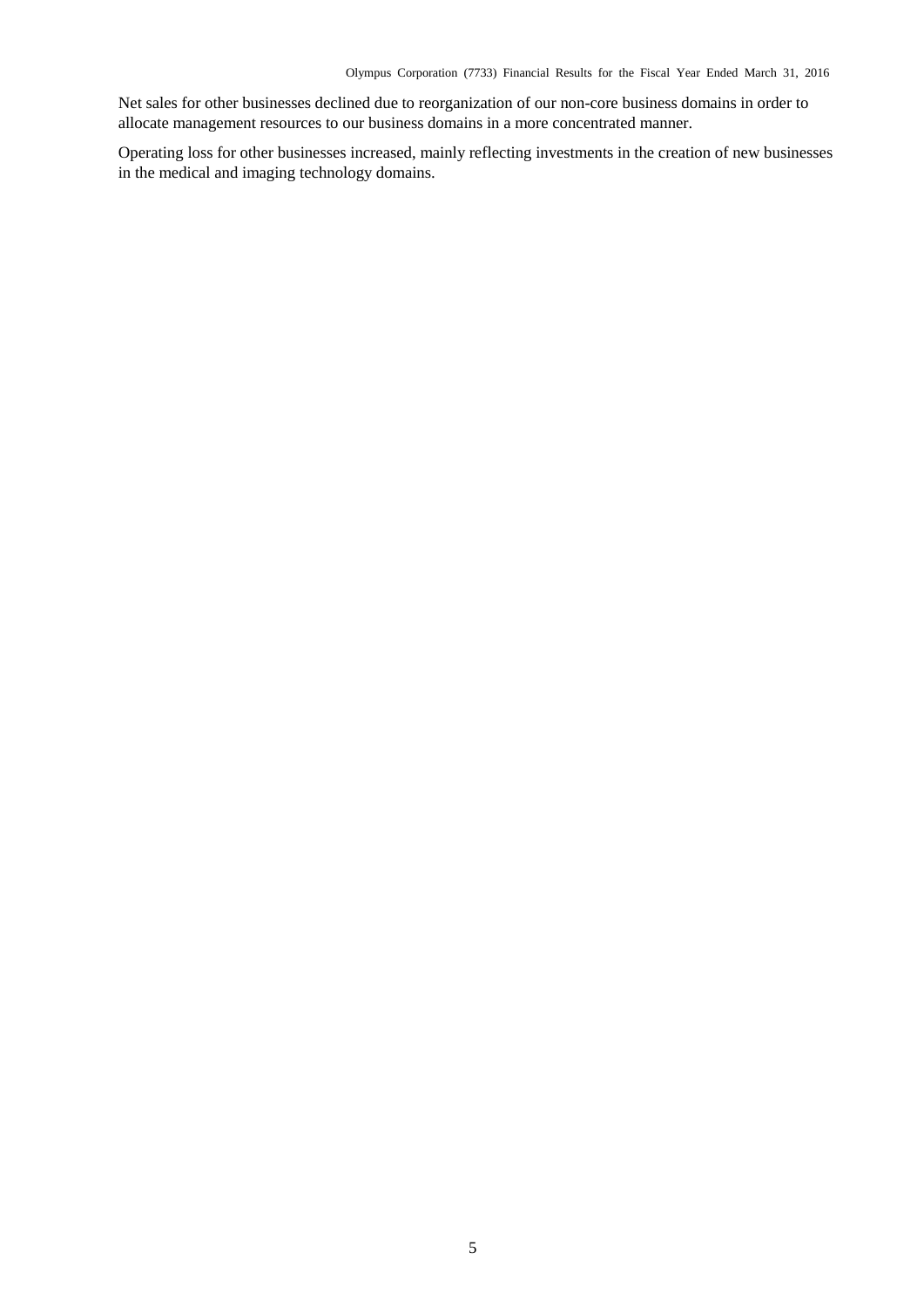Net sales for other businesses declined due to reorganization of our non-core business domains in order to allocate management resources to our business domains in a more concentrated manner.

Operating loss for other businesses increased, mainly reflecting investments in the creation of new businesses in the medical and imaging technology domains.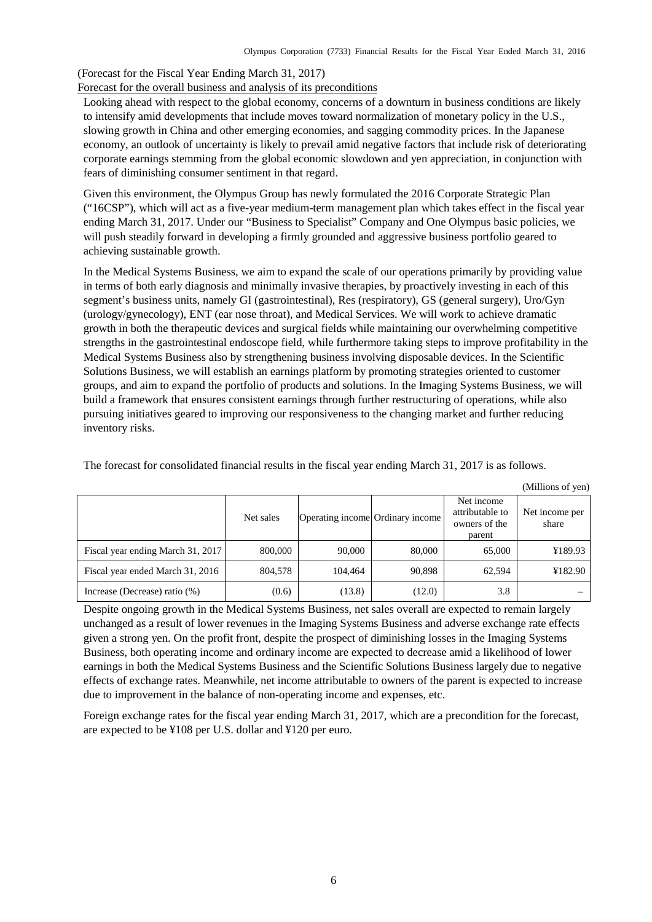(Forecast for the Fiscal Year Ending March 31, 2017)

Forecast for the overall business and analysis of its preconditions

Looking ahead with respect to the global economy, concerns of a downturn in business conditions are likely to intensify amid developments that include moves toward normalization of monetary policy in the U.S., slowing growth in China and other emerging economies, and sagging commodity prices. In the Japanese economy, an outlook of uncertainty is likely to prevail amid negative factors that include risk of deteriorating corporate earnings stemming from the global economic slowdown and yen appreciation, in conjunction with fears of diminishing consumer sentiment in that regard.

Given this environment, the Olympus Group has newly formulated the 2016 Corporate Strategic Plan ("16CSP"), which will act as a five-year medium-term management plan which takes effect in the fiscal year ending March 31, 2017. Under our "Business to Specialist" Company and One Olympus basic policies, we will push steadily forward in developing a firmly grounded and aggressive business portfolio geared to achieving sustainable growth.

In the Medical Systems Business, we aim to expand the scale of our operations primarily by providing value in terms of both early diagnosis and minimally invasive therapies, by proactively investing in each of this segment's business units, namely GI (gastrointestinal), Res (respiratory), GS (general surgery), Uro/Gyn (urology/gynecology), ENT (ear nose throat), and Medical Services. We will work to achieve dramatic growth in both the therapeutic devices and surgical fields while maintaining our overwhelming competitive strengths in the gastrointestinal endoscope field, while furthermore taking steps to improve profitability in the Medical Systems Business also by strengthening business involving disposable devices. In the Scientific Solutions Business, we will establish an earnings platform by promoting strategies oriented to customer groups, and aim to expand the portfolio of products and solutions. In the Imaging Systems Business, we will build a framework that ensures consistent earnings through further restructuring of operations, while also pursuing initiatives geared to improving our responsiveness to the changing market and further reducing inventory risks.

The forecast for consolidated financial results in the fiscal year ending March 31, 2017 is as follows.

(Millions of yen)

| | Net sales | Operating income | Ordinary income | Net income attributable to owners of the parent | Net income per share |
|---|---|---|---|---|---|
| Fiscal year ending March 31, 2017 | 800,000 | 90,000 | 80,000 | 65,000 | ¥189.93 |
| Fiscal year ended March 31, 2016 | 804,578 | 104,464 | 90,898 | 62,594 | ¥182.90 |
| Increase (Decrease) ratio (%) | (0.6) | (13.8) | (12.0) | 3.8 | – |

Despite ongoing growth in the Medical Systems Business, net sales overall are expected to remain largely unchanged as a result of lower revenues in the Imaging Systems Business and adverse exchange rate effects given a strong yen. On the profit front, despite the prospect of diminishing losses in the Imaging Systems Business, both operating income and ordinary income are expected to decrease amid a likelihood of lower earnings in both the Medical Systems Business and the Scientific Solutions Business largely due to negative effects of exchange rates. Meanwhile, net income attributable to owners of the parent is expected to increase due to improvement in the balance of non-operating income and expenses, etc.

Foreign exchange rates for the fiscal year ending March 31, 2017, which are a precondition for the forecast, are expected to be ¥108 per U.S. dollar and ¥120 per euro.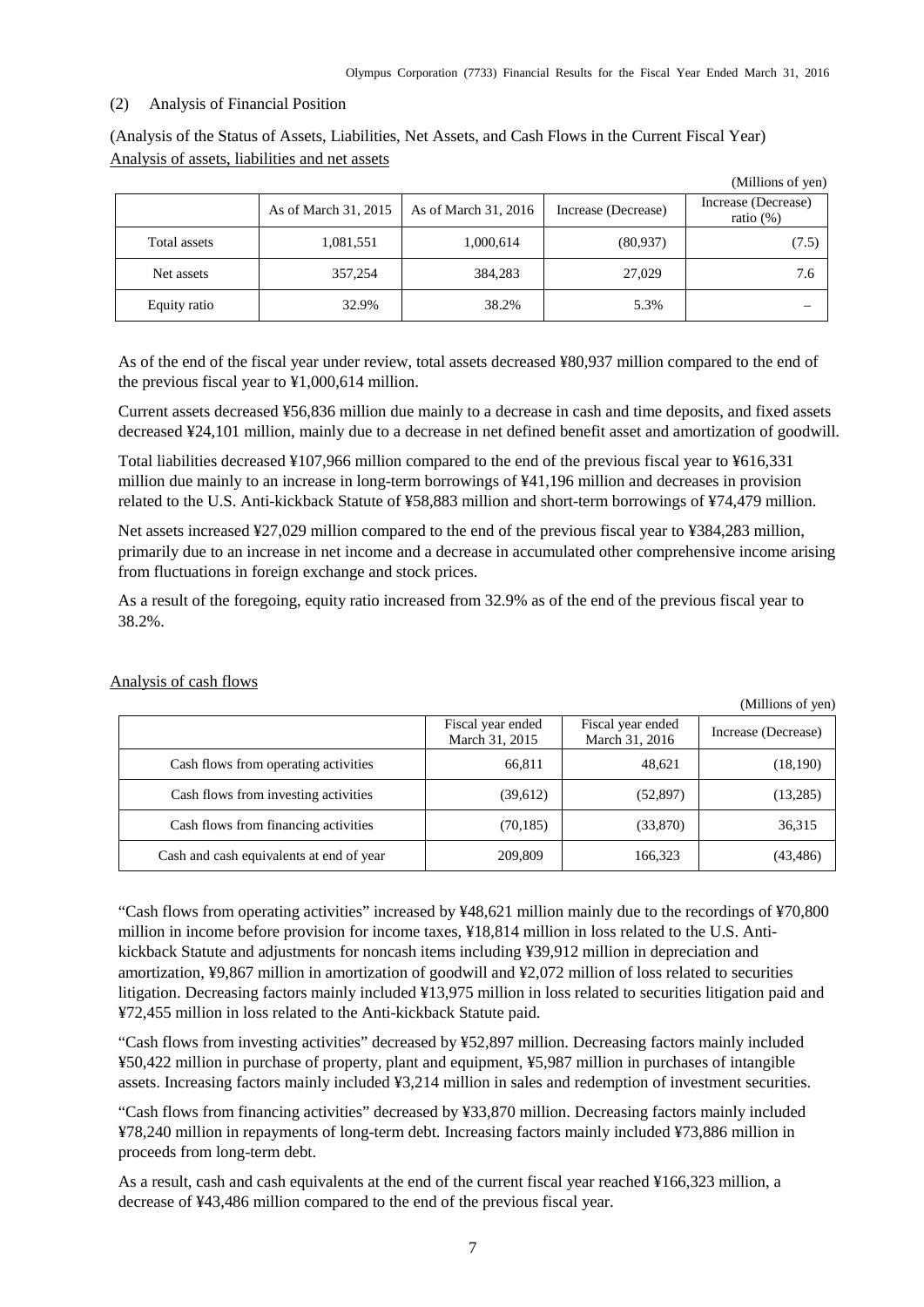(2) Analysis of Financial Position

(Analysis of the Status of Assets, Liabilities, Net Assets, and Cash Flows in the Current Fiscal Year)

Analysis of assets, liabilities and net assets

(Millions of yen)

| | As of March 31, 2015 | As of March 31, 2016 | Increase (Decrease) | Increase (Decrease) ratio (%) |
|---|---|---|---|---|
| Total assets | 1,081,551 | 1,000,614 | (80,937) | (7.5) |
| Net assets | 357,254 | 384,283 | 27,029 | 7.6 |
| Equity ratio | 32.9% | 38.2% | 5.3% | – |

As of the end of the fiscal year under review, total assets decreased ¥80,937 million compared to the end of the previous fiscal year to ¥1,000,614 million.

Current assets decreased ¥56,836 million due mainly to a decrease in cash and time deposits, and fixed assets decreased ¥24,101 million, mainly due to a decrease in net defined benefit asset and amortization of goodwill.

Total liabilities decreased ¥107,966 million compared to the end of the previous fiscal year to ¥616,331 million due mainly to an increase in long-term borrowings of ¥41,196 million and decreases in provision related to the U.S. Anti-kickback Statute of ¥58,883 million and short-term borrowings of ¥74,479 million.

Net assets increased ¥27,029 million compared to the end of the previous fiscal year to ¥384,283 million, primarily due to an increase in net income and a decrease in accumulated other comprehensive income arising from fluctuations in foreign exchange and stock prices.

As a result of the foregoing, equity ratio increased from 32.9% as of the end of the previous fiscal year to 38.2%.

Analysis of cash flows

(Millions of yen)

| | Fiscal year ended March 31, 2015 | Fiscal year ended March 31, 2016 | Increase (Decrease) |
|---|---|---|---|
| Cash flows from operating activities | 66,811 | 48,621 | (18,190) |
| Cash flows from investing activities | (39,612) | (52,897) | (13,285) |
| Cash flows from financing activities | (70,185) | (33,870) | 36,315 |
| Cash and cash equivalents at end of year | 209,809 | 166,323 | (43,486) |

"Cash flows from operating activities" increased by ¥48,621 million mainly due to the recordings of ¥70,800 million in income before provision for income taxes, ¥18,814 million in loss related to the U.S. Anti-kickback Statute and adjustments for noncash items including ¥39,912 million in depreciation and amortization, ¥9,867 million in amortization of goodwill and ¥2,072 million of loss related to securities litigation. Decreasing factors mainly included ¥13,975 million in loss related to securities litigation paid and ¥72,455 million in loss related to the Anti-kickback Statute paid.

"Cash flows from investing activities" decreased by ¥52,897 million. Decreasing factors mainly included ¥50,422 million in purchase of property, plant and equipment, ¥5,987 million in purchases of intangible assets. Increasing factors mainly included ¥3,214 million in sales and redemption of investment securities.

"Cash flows from financing activities" decreased by ¥33,870 million. Decreasing factors mainly included ¥78,240 million in repayments of long-term debt. Increasing factors mainly included ¥73,886 million in proceeds from long-term debt.

As a result, cash and cash equivalents at the end of the current fiscal year reached ¥166,323 million, a decrease of ¥43,486 million compared to the end of the previous fiscal year.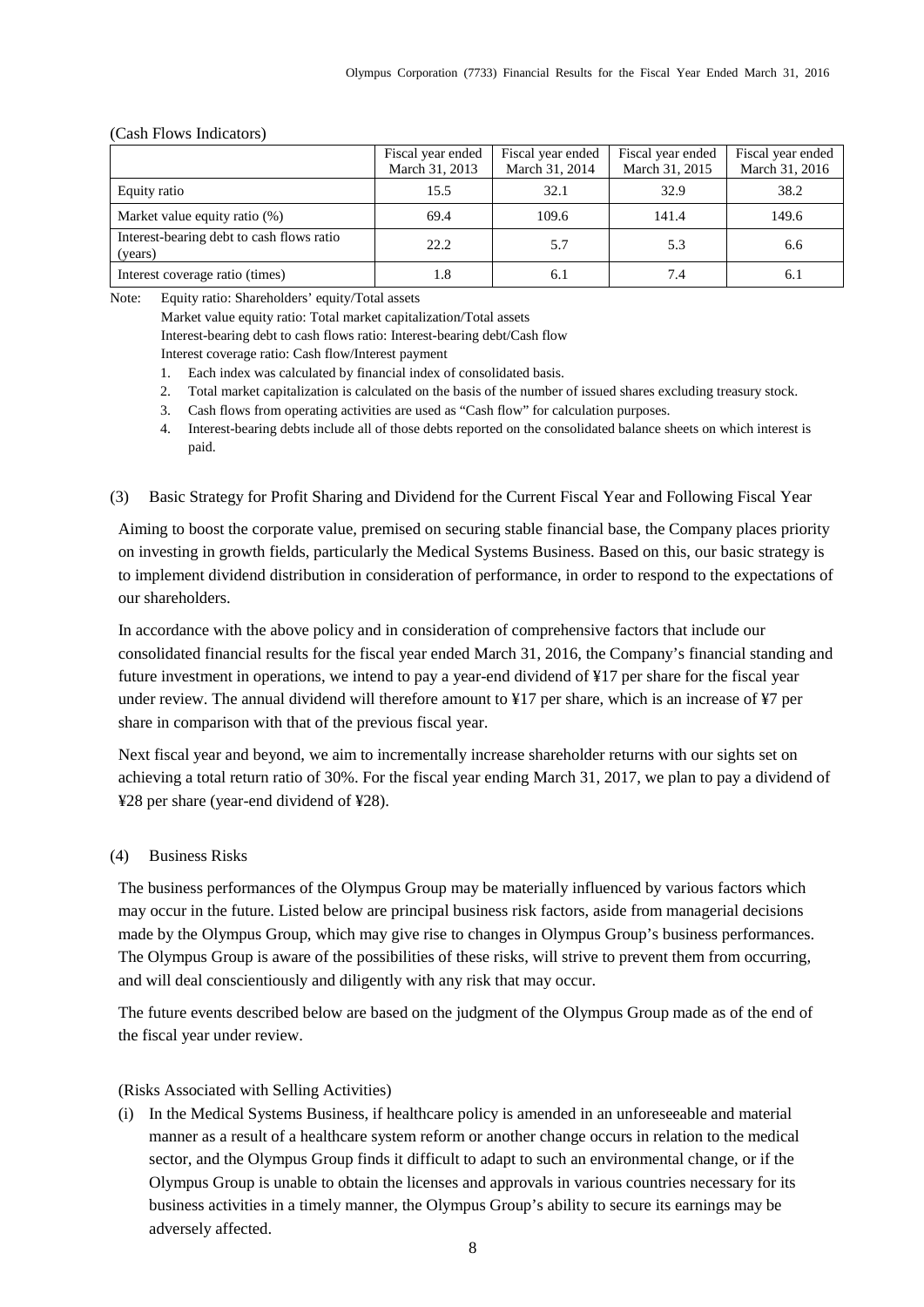(Cash Flows Indicators)

| | Fiscal year ended March 31, 2013 | Fiscal year ended March 31, 2014 | Fiscal year ended March 31, 2015 | Fiscal year ended March 31, 2016 |
|---|---|---|---|---|
| Equity ratio | 15.5 | 32.1 | 32.9 | 38.2 |
| Market value equity ratio (%) | 69.4 | 109.6 | 141.4 | 149.6 |
| Interest-bearing debt to cash flows ratio (years) | 22.2 | 5.7 | 5.3 | 6.6 |
| Interest coverage ratio (times) | 1.8 | 6.1 | 7.4 | 6.1 |

Note: Equity ratio: Shareholders' equity/Total assets
Market value equity ratio: Total market capitalization/Total assets
Interest-bearing debt to cash flows ratio: Interest-bearing debt/Cash flow
Interest coverage ratio: Cash flow/Interest payment

1. Each index was calculated by financial index of consolidated basis.
2. Total market capitalization is calculated on the basis of the number of issued shares excluding treasury stock.
3. Cash flows from operating activities are used as "Cash flow" for calculation purposes.
4. Interest-bearing debts include all of those debts reported on the consolidated balance sheets on which interest is paid.

### (3) Basic Strategy for Profit Sharing and Dividend for the Current Fiscal Year and Following Fiscal Year

Aiming to boost the corporate value, premised on securing stable financial base, the Company places priority on investing in growth fields, particularly the Medical Systems Business. Based on this, our basic strategy is to implement dividend distribution in consideration of performance, in order to respond to the expectations of our shareholders.

In accordance with the above policy and in consideration of comprehensive factors that include our consolidated financial results for the fiscal year ended March 31, 2016, the Company's financial standing and future investment in operations, we intend to pay a year-end dividend of ¥17 per share for the fiscal year under review. The annual dividend will therefore amount to ¥17 per share, which is an increase of ¥7 per share in comparison with that of the previous fiscal year.

Next fiscal year and beyond, we aim to incrementally increase shareholder returns with our sights set on achieving a total return ratio of 30%. For the fiscal year ending March 31, 2017, we plan to pay a dividend of ¥28 per share (year-end dividend of ¥28).

### (4) Business Risks

The business performances of the Olympus Group may be materially influenced by various factors which may occur in the future. Listed below are principal business risk factors, aside from managerial decisions made by the Olympus Group, which may give rise to changes in Olympus Group's business performances. The Olympus Group is aware of the possibilities of these risks, will strive to prevent them from occurring, and will deal conscientiously and diligently with any risk that may occur.

The future events described below are based on the judgment of the Olympus Group made as of the end of the fiscal year under review.

(Risks Associated with Selling Activities)

(i) In the Medical Systems Business, if healthcare policy is amended in an unforeseeable and material manner as a result of a healthcare system reform or another change occurs in relation to the medical sector, and the Olympus Group finds it difficult to adapt to such an environmental change, or if the Olympus Group is unable to obtain the licenses and approvals in various countries necessary for its business activities in a timely manner, the Olympus Group's ability to secure its earnings may be adversely affected.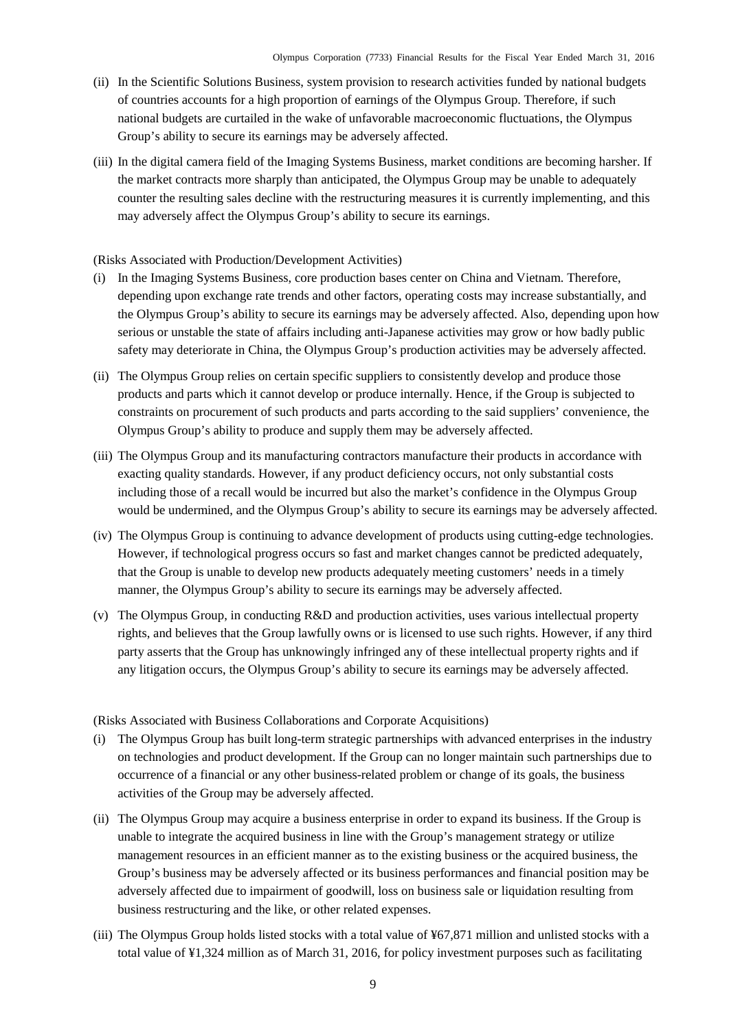(ii) In the Scientific Solutions Business, system provision to research activities funded by national budgets of countries accounts for a high proportion of earnings of the Olympus Group. Therefore, if such national budgets are curtailed in the wake of unfavorable macroeconomic fluctuations, the Olympus Group's ability to secure its earnings may be adversely affected.

(iii) In the digital camera field of the Imaging Systems Business, market conditions are becoming harsher. If the market contracts more sharply than anticipated, the Olympus Group may be unable to adequately counter the resulting sales decline with the restructuring measures it is currently implementing, and this may adversely affect the Olympus Group's ability to secure its earnings.

(Risks Associated with Production/Development Activities)

(i) In the Imaging Systems Business, core production bases center on China and Vietnam. Therefore, depending upon exchange rate trends and other factors, operating costs may increase substantially, and the Olympus Group's ability to secure its earnings may be adversely affected. Also, depending upon how serious or unstable the state of affairs including anti-Japanese activities may grow or how badly public safety may deteriorate in China, the Olympus Group's production activities may be adversely affected.

(ii) The Olympus Group relies on certain specific suppliers to consistently develop and produce those products and parts which it cannot develop or produce internally. Hence, if the Group is subjected to constraints on procurement of such products and parts according to the said suppliers' convenience, the Olympus Group's ability to produce and supply them may be adversely affected.

(iii) The Olympus Group and its manufacturing contractors manufacture their products in accordance with exacting quality standards. However, if any product deficiency occurs, not only substantial costs including those of a recall would be incurred but also the market's confidence in the Olympus Group would be undermined, and the Olympus Group's ability to secure its earnings may be adversely affected.

(iv) The Olympus Group is continuing to advance development of products using cutting-edge technologies. However, if technological progress occurs so fast and market changes cannot be predicted adequately, that the Group is unable to develop new products adequately meeting customers' needs in a timely manner, the Olympus Group's ability to secure its earnings may be adversely affected.

(v) The Olympus Group, in conducting R&D and production activities, uses various intellectual property rights, and believes that the Group lawfully owns or is licensed to use such rights. However, if any third party asserts that the Group has unknowingly infringed any of these intellectual property rights and if any litigation occurs, the Olympus Group's ability to secure its earnings may be adversely affected.

(Risks Associated with Business Collaborations and Corporate Acquisitions)

(i) The Olympus Group has built long-term strategic partnerships with advanced enterprises in the industry on technologies and product development. If the Group can no longer maintain such partnerships due to occurrence of a financial or any other business-related problem or change of its goals, the business activities of the Group may be adversely affected.

(ii) The Olympus Group may acquire a business enterprise in order to expand its business. If the Group is unable to integrate the acquired business in line with the Group's management strategy or utilize management resources in an efficient manner as to the existing business or the acquired business, the Group's business may be adversely affected or its business performances and financial position may be adversely affected due to impairment of goodwill, loss on business sale or liquidation resulting from business restructuring and the like, or other related expenses.

(iii) The Olympus Group holds listed stocks with a total value of ¥67,871 million and unlisted stocks with a total value of ¥1,324 million as of March 31, 2016, for policy investment purposes such as facilitating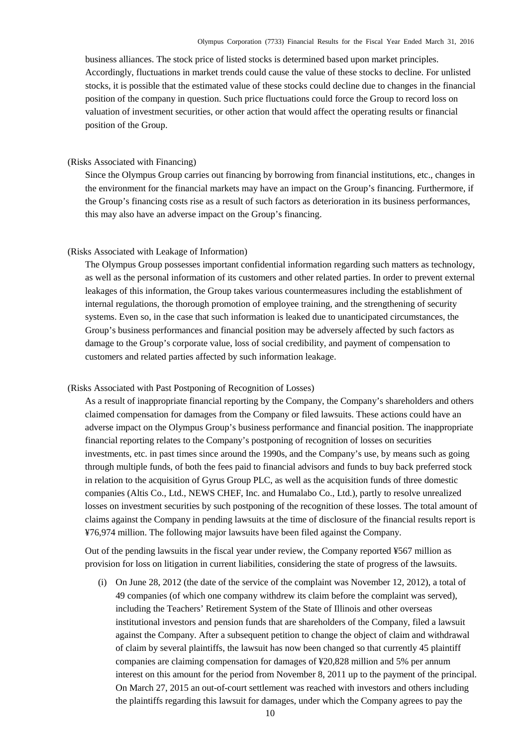business alliances. The stock price of listed stocks is determined based upon market principles. Accordingly, fluctuations in market trends could cause the value of these stocks to decline. For unlisted stocks, it is possible that the estimated value of these stocks could decline due to changes in the financial position of the company in question. Such price fluctuations could force the Group to record loss on valuation of investment securities, or other action that would affect the operating results or financial position of the Group.

(Risks Associated with Financing)

Since the Olympus Group carries out financing by borrowing from financial institutions, etc., changes in the environment for the financial markets may have an impact on the Group's financing. Furthermore, if the Group's financing costs rise as a result of such factors as deterioration in its business performances, this may also have an adverse impact on the Group's financing.

(Risks Associated with Leakage of Information)

The Olympus Group possesses important confidential information regarding such matters as technology, as well as the personal information of its customers and other related parties. In order to prevent external leakages of this information, the Group takes various countermeasures including the establishment of internal regulations, the thorough promotion of employee training, and the strengthening of security systems. Even so, in the case that such information is leaked due to unanticipated circumstances, the Group's business performances and financial position may be adversely affected by such factors as damage to the Group's corporate value, loss of social credibility, and payment of compensation to customers and related parties affected by such information leakage.

(Risks Associated with Past Postponing of Recognition of Losses)

As a result of inappropriate financial reporting by the Company, the Company's shareholders and others claimed compensation for damages from the Company or filed lawsuits. These actions could have an adverse impact on the Olympus Group's business performance and financial position. The inappropriate financial reporting relates to the Company's postponing of recognition of losses on securities investments, etc. in past times since around the 1990s, and the Company's use, by means such as going through multiple funds, of both the fees paid to financial advisors and funds to buy back preferred stock in relation to the acquisition of Gyrus Group PLC, as well as the acquisition funds of three domestic companies (Altis Co., Ltd., NEWS CHEF, Inc. and Humalabo Co., Ltd.), partly to resolve unrealized losses on investment securities by such postponing of the recognition of these losses. The total amount of claims against the Company in pending lawsuits at the time of disclosure of the financial results report is ¥76,974 million. The following major lawsuits have been filed against the Company.

Out of the pending lawsuits in the fiscal year under review, the Company reported ¥567 million as provision for loss on litigation in current liabilities, considering the state of progress of the lawsuits.

(i) On June 28, 2012 (the date of the service of the complaint was November 12, 2012), a total of 49 companies (of which one company withdrew its claim before the complaint was served), including the Teachers' Retirement System of the State of Illinois and other overseas institutional investors and pension funds that are shareholders of the Company, filed a lawsuit against the Company. After a subsequent petition to change the object of claim and withdrawal of claim by several plaintiffs, the lawsuit has now been changed so that currently 45 plaintiff companies are claiming compensation for damages of ¥20,828 million and 5% per annum interest on this amount for the period from November 8, 2011 up to the payment of the principal. On March 27, 2015 an out-of-court settlement was reached with investors and others including the plaintiffs regarding this lawsuit for damages, under which the Company agrees to pay the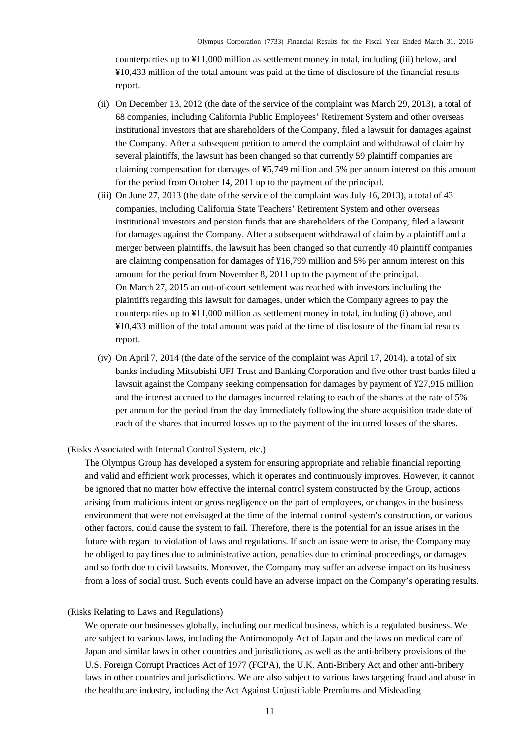counterparties up to ¥11,000 million as settlement money in total, including (iii) below, and ¥10,433 million of the total amount was paid at the time of disclosure of the financial results report.

(ii) On December 13, 2012 (the date of the service of the complaint was March 29, 2013), a total of 68 companies, including California Public Employees' Retirement System and other overseas institutional investors that are shareholders of the Company, filed a lawsuit for damages against the Company. After a subsequent petition to amend the complaint and withdrawal of claim by several plaintiffs, the lawsuit has been changed so that currently 59 plaintiff companies are claiming compensation for damages of ¥5,749 million and 5% per annum interest on this amount for the period from October 14, 2011 up to the payment of the principal.

(iii) On June 27, 2013 (the date of the service of the complaint was July 16, 2013), a total of 43 companies, including California State Teachers' Retirement System and other overseas institutional investors and pension funds that are shareholders of the Company, filed a lawsuit for damages against the Company. After a subsequent withdrawal of claim by a plaintiff and a merger between plaintiffs, the lawsuit has been changed so that currently 40 plaintiff companies are claiming compensation for damages of ¥16,799 million and 5% per annum interest on this amount for the period from November 8, 2011 up to the payment of the principal.
On March 27, 2015 an out-of-court settlement was reached with investors including the plaintiffs regarding this lawsuit for damages, under which the Company agrees to pay the counterparties up to ¥11,000 million as settlement money in total, including (i) above, and ¥10,433 million of the total amount was paid at the time of disclosure of the financial results report.

(iv) On April 7, 2014 (the date of the service of the complaint was April 17, 2014), a total of six banks including Mitsubishi UFJ Trust and Banking Corporation and five other trust banks filed a lawsuit against the Company seeking compensation for damages by payment of ¥27,915 million and the interest accrued to the damages incurred relating to each of the shares at the rate of 5% per annum for the period from the day immediately following the share acquisition trade date of each of the shares that incurred losses up to the payment of the incurred losses of the shares.

(Risks Associated with Internal Control System, etc.)

The Olympus Group has developed a system for ensuring appropriate and reliable financial reporting and valid and efficient work processes, which it operates and continuously improves. However, it cannot be ignored that no matter how effective the internal control system constructed by the Group, actions arising from malicious intent or gross negligence on the part of employees, or changes in the business environment that were not envisaged at the time of the internal control system's construction, or various other factors, could cause the system to fail. Therefore, there is the potential for an issue arises in the future with regard to violation of laws and regulations. If such an issue were to arise, the Company may be obliged to pay fines due to administrative action, penalties due to criminal proceedings, or damages and so forth due to civil lawsuits. Moreover, the Company may suffer an adverse impact on its business from a loss of social trust. Such events could have an adverse impact on the Company's operating results.

(Risks Relating to Laws and Regulations)

We operate our businesses globally, including our medical business, which is a regulated business. We are subject to various laws, including the Antimonopoly Act of Japan and the laws on medical care of Japan and similar laws in other countries and jurisdictions, as well as the anti-bribery provisions of the U.S. Foreign Corrupt Practices Act of 1977 (FCPA), the U.K. Anti-Bribery Act and other anti-bribery laws in other countries and jurisdictions. We are also subject to various laws targeting fraud and abuse in the healthcare industry, including the Act Against Unjustifiable Premiums and Misleading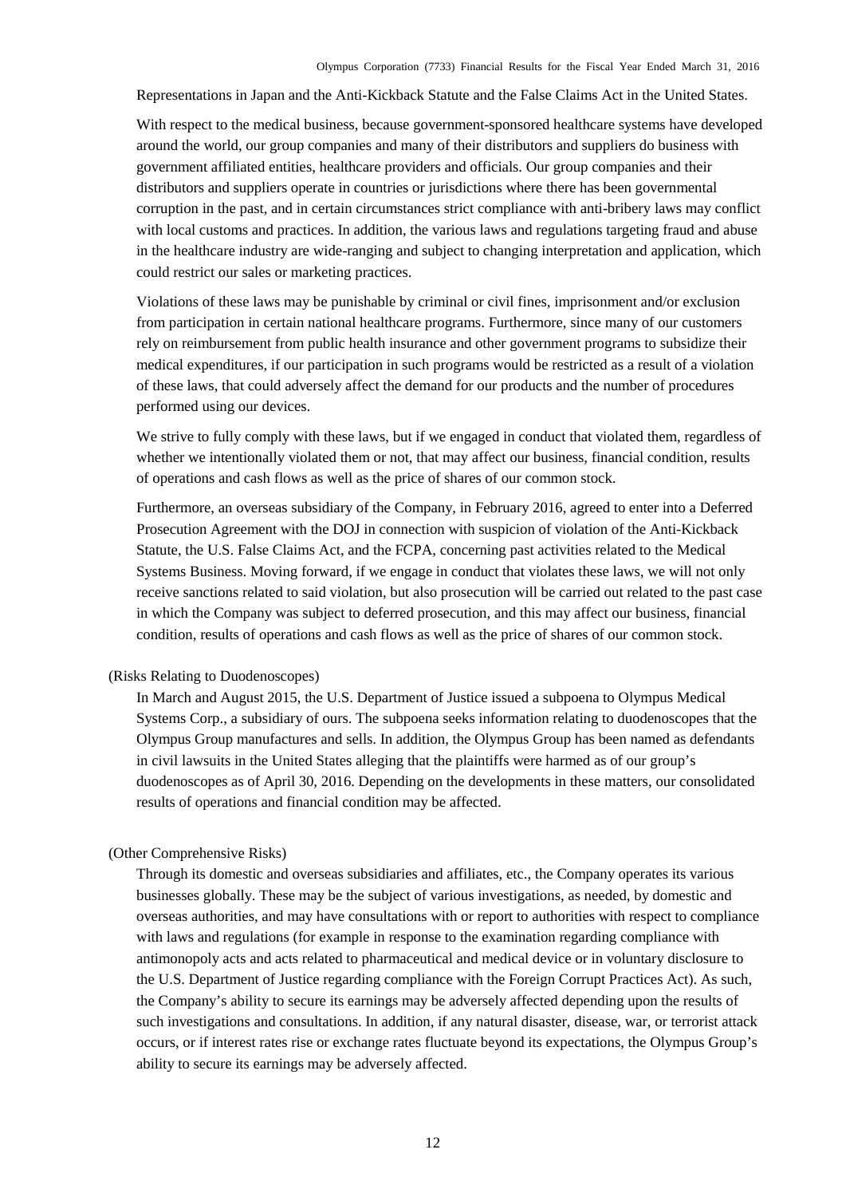Representations in Japan and the Anti-Kickback Statute and the False Claims Act in the United States.

With respect to the medical business, because government-sponsored healthcare systems have developed around the world, our group companies and many of their distributors and suppliers do business with government affiliated entities, healthcare providers and officials. Our group companies and their distributors and suppliers operate in countries or jurisdictions where there has been governmental corruption in the past, and in certain circumstances strict compliance with anti-bribery laws may conflict with local customs and practices. In addition, the various laws and regulations targeting fraud and abuse in the healthcare industry are wide-ranging and subject to changing interpretation and application, which could restrict our sales or marketing practices.

Violations of these laws may be punishable by criminal or civil fines, imprisonment and/or exclusion from participation in certain national healthcare programs. Furthermore, since many of our customers rely on reimbursement from public health insurance and other government programs to subsidize their medical expenditures, if our participation in such programs would be restricted as a result of a violation of these laws, that could adversely affect the demand for our products and the number of procedures performed using our devices.

We strive to fully comply with these laws, but if we engaged in conduct that violated them, regardless of whether we intentionally violated them or not, that may affect our business, financial condition, results of operations and cash flows as well as the price of shares of our common stock.

Furthermore, an overseas subsidiary of the Company, in February 2016, agreed to enter into a Deferred Prosecution Agreement with the DOJ in connection with suspicion of violation of the Anti-Kickback Statute, the U.S. False Claims Act, and the FCPA, concerning past activities related to the Medical Systems Business. Moving forward, if we engage in conduct that violates these laws, we will not only receive sanctions related to said violation, but also prosecution will be carried out related to the past case in which the Company was subject to deferred prosecution, and this may affect our business, financial condition, results of operations and cash flows as well as the price of shares of our common stock.

(Risks Relating to Duodenoscopes)

In March and August 2015, the U.S. Department of Justice issued a subpoena to Olympus Medical Systems Corp., a subsidiary of ours. The subpoena seeks information relating to duodenoscopes that the Olympus Group manufactures and sells. In addition, the Olympus Group has been named as defendants in civil lawsuits in the United States alleging that the plaintiffs were harmed as of our group's duodenoscopes as of April 30, 2016. Depending on the developments in these matters, our consolidated results of operations and financial condition may be affected.

(Other Comprehensive Risks)

Through its domestic and overseas subsidiaries and affiliates, etc., the Company operates its various businesses globally. These may be the subject of various investigations, as needed, by domestic and overseas authorities, and may have consultations with or report to authorities with respect to compliance with laws and regulations (for example in response to the examination regarding compliance with antimonopoly acts and acts related to pharmaceutical and medical device or in voluntary disclosure to the U.S. Department of Justice regarding compliance with the Foreign Corrupt Practices Act). As such, the Company's ability to secure its earnings may be adversely affected depending upon the results of such investigations and consultations. In addition, if any natural disaster, disease, war, or terrorist attack occurs, or if interest rates rise or exchange rates fluctuate beyond its expectations, the Olympus Group's ability to secure its earnings may be adversely affected.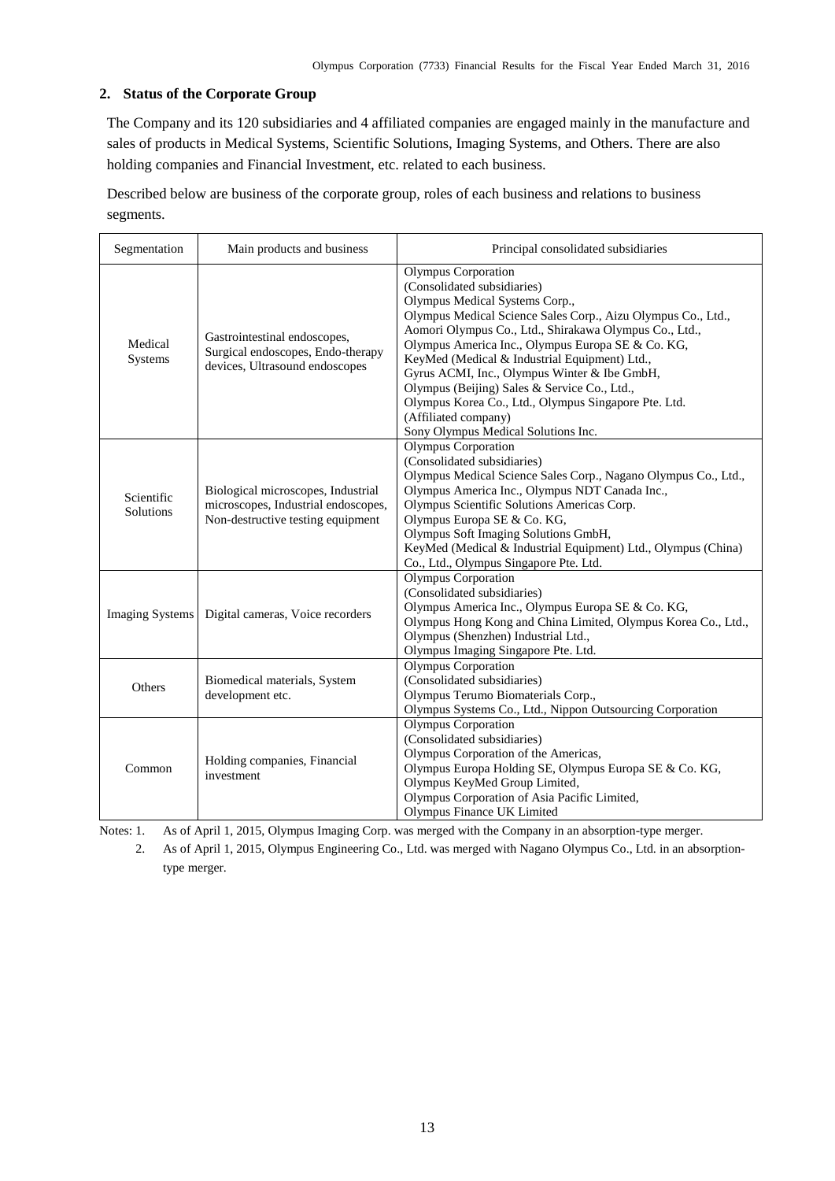## 2. Status of the Corporate Group

The Company and its 120 subsidiaries and 4 affiliated companies are engaged mainly in the manufacture and sales of products in Medical Systems, Scientific Solutions, Imaging Systems, and Others. There are also holding companies and Financial Investment, etc. related to each business.

Described below are business of the corporate group, roles of each business and relations to business segments.

| Segmentation | Main products and business | Principal consolidated subsidiaries |
|---|---|---|
| Medical Systems | Gastrointestinal endoscopes, Surgical endoscopes, Endo-therapy devices, Ultrasound endoscopes | Olympus Corporation<br>(Consolidated subsidiaries)<br>Olympus Medical Systems Corp.,<br>Olympus Medical Science Sales Corp., Aizu Olympus Co., Ltd.,<br>Aomori Olympus Co., Ltd., Shirakawa Olympus Co., Ltd.,<br>Olympus America Inc., Olympus Europa SE & Co. KG,<br>KeyMed (Medical & Industrial Equipment) Ltd.,<br>Gyrus ACMI, Inc., Olympus Winter & Ibe GmbH,<br>Olympus (Beijing) Sales & Service Co., Ltd.,<br>Olympus Korea Co., Ltd., Olympus Singapore Pte. Ltd.<br>(Affiliated company)<br>Sony Olympus Medical Solutions Inc. |
| Scientific Solutions | Biological microscopes, Industrial microscopes, Industrial endoscopes, Non-destructive testing equipment | Olympus Corporation<br>(Consolidated subsidiaries)<br>Olympus Medical Science Sales Corp., Nagano Olympus Co., Ltd.,<br>Olympus America Inc., Olympus NDT Canada Inc.,<br>Olympus Scientific Solutions Americas Corp.<br>Olympus Europa SE & Co. KG,<br>Olympus Soft Imaging Solutions GmbH,<br>KeyMed (Medical & Industrial Equipment) Ltd., Olympus (China) Co., Ltd., Olympus Singapore Pte. Ltd. |
| Imaging Systems | Digital cameras, Voice recorders | Olympus Corporation<br>(Consolidated subsidiaries)<br>Olympus America Inc., Olympus Europa SE & Co. KG,<br>Olympus Hong Kong and China Limited, Olympus Korea Co., Ltd.,<br>Olympus (Shenzhen) Industrial Ltd.,<br>Olympus Imaging Singapore Pte. Ltd. |
| Others | Biomedical materials, System development etc. | Olympus Corporation<br>(Consolidated subsidiaries)<br>Olympus Terumo Biomaterials Corp.,<br>Olympus Systems Co., Ltd., Nippon Outsourcing Corporation |
| Common | Holding companies, Financial investment | Olympus Corporation<br>(Consolidated subsidiaries)<br>Olympus Corporation of the Americas,<br>Olympus Europa Holding SE, Olympus Europa SE & Co. KG,<br>Olympus KeyMed Group Limited,<br>Olympus Corporation of Asia Pacific Limited,<br>Olympus Finance UK Limited |

Notes: 1. As of April 1, 2015, Olympus Imaging Corp. was merged with the Company in an absorption-type merger.

2. As of April 1, 2015, Olympus Engineering Co., Ltd. was merged with Nagano Olympus Co., Ltd. in an absorption-type merger.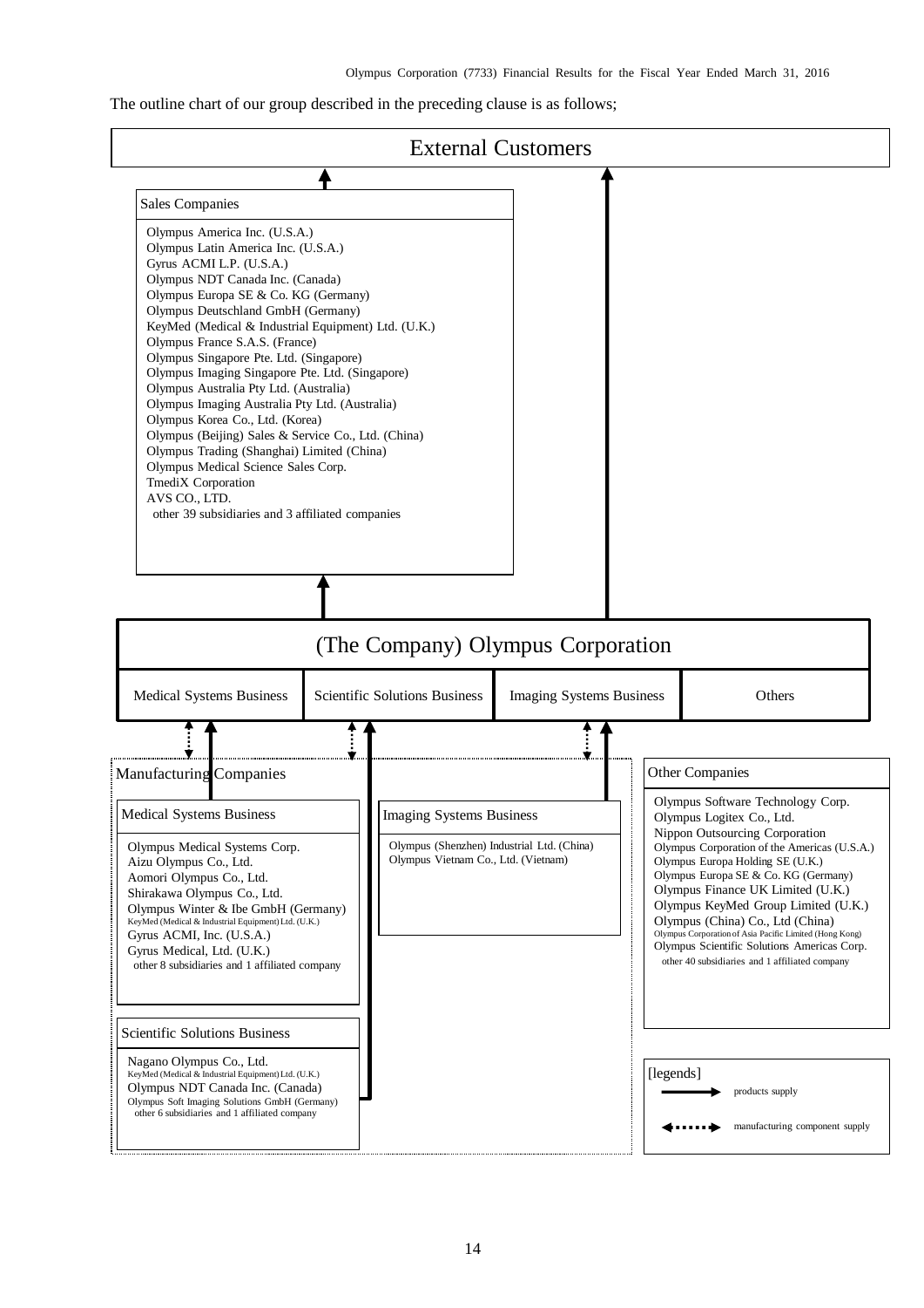The outline chart of our group described in the preceding clause is as follows;

**External Customers**

**Sales Companies**

- Olympus America Inc. (U.S.A.)
- Olympus Latin America Inc. (U.S.A.)
- Gyrus ACMI L.P. (U.S.A.)
- Olympus NDT Canada Inc. (Canada)
- Olympus Europa SE & Co. KG (Germany)
- Olympus Deutschland GmbH (Germany)
- KeyMed (Medical & Industrial Equipment) Ltd. (U.K.)
- Olympus France S.A.S. (France)
- Olympus Singapore Pte. Ltd. (Singapore)
- Olympus Imaging Singapore Pte. Ltd. (Singapore)
- Olympus Australia Pty Ltd. (Australia)
- Olympus Imaging Australia Pty Ltd. (Australia)
- Olympus Korea Co., Ltd. (Korea)
- Olympus (Beijing) Sales & Service Co., Ltd. (China)
- Olympus Trading (Shanghai) Limited (China)
- Olympus Medical Science Sales Corp.
- TmediX Corporation
- AVS CO., LTD.
- other 39 subsidiaries and 3 affiliated companies

**(The Company) Olympus Corporation**

| Medical Systems Business | Scientific Solutions Business | Imaging Systems Business | Others |
|---|---|---|---|

**Manufacturing Companies**

**Medical Systems Business**

- Olympus Medical Systems Corp.
- Aizu Olympus Co., Ltd.
- Aomori Olympus Co., Ltd.
- Shirakawa Olympus Co., Ltd.
- Olympus Winter & Ibe GmbH (Germany)
- KeyMed (Medical & Industrial Equipment) Ltd. (U.K.)
- Gyrus ACMI, Inc. (U.S.A.)
- Gyrus Medical, Ltd. (U.K.)
- other 8 subsidiaries and 1 affiliated company

**Scientific Solutions Business**

- Nagano Olympus Co., Ltd.
- KeyMed (Medical & Industrial Equipment) Ltd. (U.K.)
- Olympus NDT Canada Inc. (Canada)
- Olympus Soft Imaging Solutions GmbH (Germany)
- other 6 subsidiaries and 1 affiliated company

**Imaging Systems Business**

- Olympus (Shenzhen) Industrial Ltd. (China)
- Olympus Vietnam Co., Ltd. (Vietnam)

**Other Companies**

- Olympus Software Technology Corp.
- Olympus Logitex Co., Ltd.
- Nippon Outsourcing Corporation
- Olympus Corporation of the Americas (U.S.A.)
- Olympus Europa Holding SE (U.K.)
- Olympus Europa SE & Co. KG (Germany)
- Olympus Finance UK Limited (U.K.)
- Olympus KeyMed Group Limited (U.K.)
- Olympus (China) Co., Ltd (China)
- Olympus Corporation of Asia Pacific Limited (Hong Kong)
- Olympus Scientific Solutions Americas Corp.
- other 40 subsidiaries and 1 affiliated company

[legends]

- Solid arrow: products supply
- Dotted double arrow: manufacturing component supply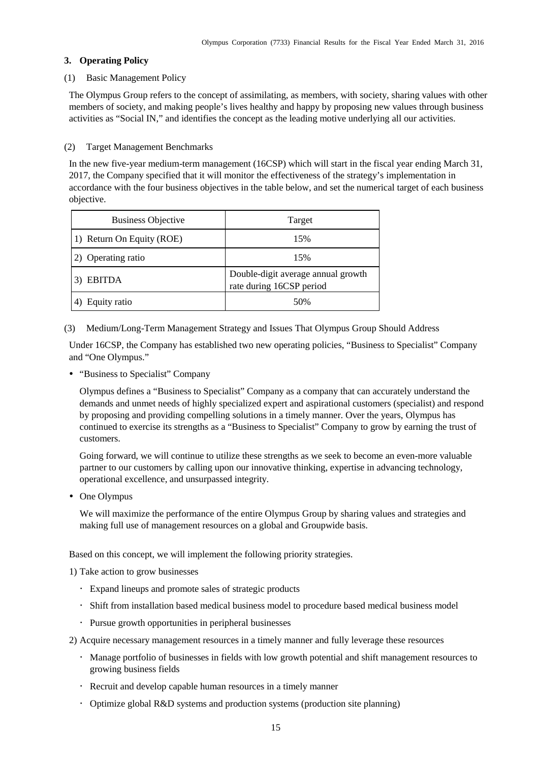### 3. Operating Policy

(1) Basic Management Policy

The Olympus Group refers to the concept of assimilating, as members, with society, sharing values with other members of society, and making people's lives healthy and happy by proposing new values through business activities as "Social IN," and identifies the concept as the leading motive underlying all our activities.

(2) Target Management Benchmarks

In the new five-year medium-term management (16CSP) which will start in the fiscal year ending March 31, 2017, the Company specified that it will monitor the effectiveness of the strategy's implementation in accordance with the four business objectives in the table below, and set the numerical target of each business objective.

| Business Objective | Target |
|---|---|
| 1) Return On Equity (ROE) | 15% |
| 2) Operating ratio | 15% |
| 3) EBITDA | Double-digit average annual growth rate during 16CSP period |
| 4) Equity ratio | 50% |

(3) Medium/Long-Term Management Strategy and Issues That Olympus Group Should Address

Under 16CSP, the Company has established two new operating policies, "Business to Specialist" Company and "One Olympus."

- "Business to Specialist" Company

  Olympus defines a "Business to Specialist" Company as a company that can accurately understand the demands and unmet needs of highly specialized expert and aspirational customers (specialist) and respond by proposing and providing compelling solutions in a timely manner. Over the years, Olympus has continued to exercise its strengths as a "Business to Specialist" Company to grow by earning the trust of customers.

  Going forward, we will continue to utilize these strengths as we seek to become an even-more valuable partner to our customers by calling upon our innovative thinking, expertise in advancing technology, operational excellence, and unsurpassed integrity.

- One Olympus

  We will maximize the performance of the entire Olympus Group by sharing values and strategies and making full use of management resources on a global and Groupwide basis.

Based on this concept, we will implement the following priority strategies.

1) Take action to grow businesses

- Expand lineups and promote sales of strategic products
- Shift from installation based medical business model to procedure based medical business model
- Pursue growth opportunities in peripheral businesses

2) Acquire necessary management resources in a timely manner and fully leverage these resources

- Manage portfolio of businesses in fields with low growth potential and shift management resources to growing business fields
- Recruit and develop capable human resources in a timely manner
- Optimize global R&D systems and production systems (production site planning)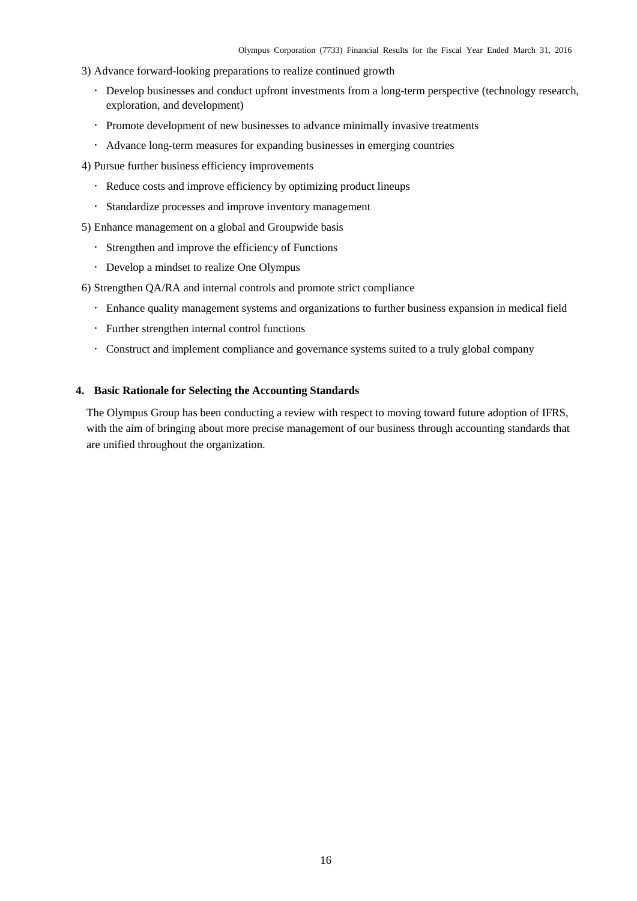3) Advance forward-looking preparations to realize continued growth

- Develop businesses and conduct upfront investments from a long-term perspective (technology research, exploration, and development)
- Promote development of new businesses to advance minimally invasive treatments
- Advance long-term measures for expanding businesses in emerging countries

4) Pursue further business efficiency improvements

- Reduce costs and improve efficiency by optimizing product lineups
- Standardize processes and improve inventory management

5) Enhance management on a global and Groupwide basis

- Strengthen and improve the efficiency of Functions
- Develop a mindset to realize One Olympus

6) Strengthen QA/RA and internal controls and promote strict compliance

- Enhance quality management systems and organizations to further business expansion in medical field
- Further strengthen internal control functions
- Construct and implement compliance and governance systems suited to a truly global company

**4. Basic Rationale for Selecting the Accounting Standards**

The Olympus Group has been conducting a review with respect to moving toward future adoption of IFRS, with the aim of bringing about more precise management of our business through accounting standards that are unified throughout the organization.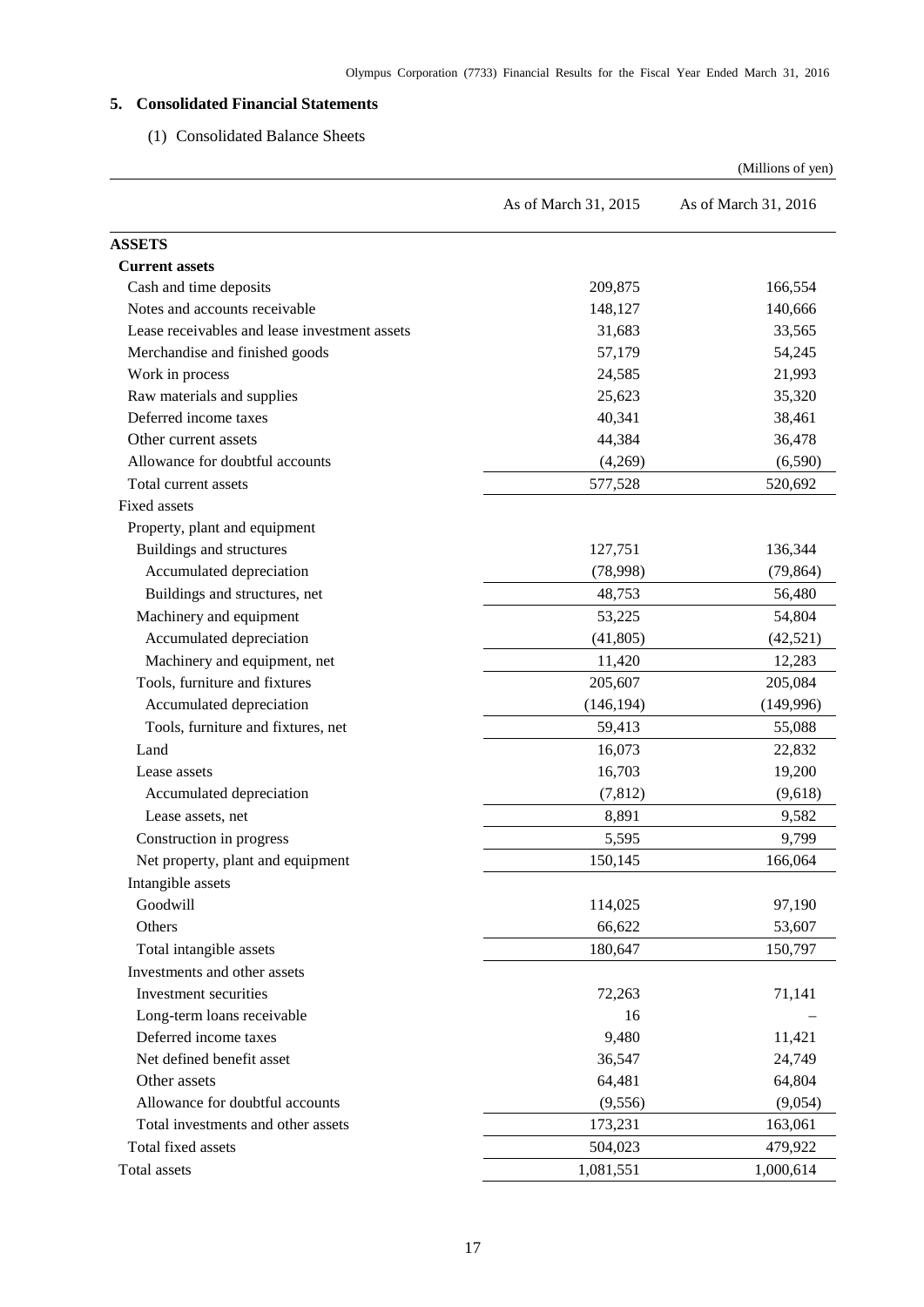## 5. Consolidated Financial Statements

### (1) Consolidated Balance Sheets

(Millions of yen)

| | As of March 31, 2015 | As of March 31, 2016 |
|---|---|---|
| **ASSETS** | | |
| **Current assets** | | |
| Cash and time deposits | 209,875 | 166,554 |
| Notes and accounts receivable | 148,127 | 140,666 |
| Lease receivables and lease investment assets | 31,683 | 33,565 |
| Merchandise and finished goods | 57,179 | 54,245 |
| Work in process | 24,585 | 21,993 |
| Raw materials and supplies | 25,623 | 35,320 |
| Deferred income taxes | 40,341 | 38,461 |
| Other current assets | 44,384 | 36,478 |
| Allowance for doubtful accounts | (4,269) | (6,590) |
| Total current assets | 577,528 | 520,692 |
| Fixed assets | | |
| Property, plant and equipment | | |
| Buildings and structures | 127,751 | 136,344 |
| Accumulated depreciation | (78,998) | (79,864) |
| Buildings and structures, net | 48,753 | 56,480 |
| Machinery and equipment | 53,225 | 54,804 |
| Accumulated depreciation | (41,805) | (42,521) |
| Machinery and equipment, net | 11,420 | 12,283 |
| Tools, furniture and fixtures | 205,607 | 205,084 |
| Accumulated depreciation | (146,194) | (149,996) |
| Tools, furniture and fixtures, net | 59,413 | 55,088 |
| Land | 16,073 | 22,832 |
| Lease assets | 16,703 | 19,200 |
| Accumulated depreciation | (7,812) | (9,618) |
| Lease assets, net | 8,891 | 9,582 |
| Construction in progress | 5,595 | 9,799 |
| Net property, plant and equipment | 150,145 | 166,064 |
| Intangible assets | | |
| Goodwill | 114,025 | 97,190 |
| Others | 66,622 | 53,607 |
| Total intangible assets | 180,647 | 150,797 |
| Investments and other assets | | |
| Investment securities | 72,263 | 71,141 |
| Long-term loans receivable | 16 | – |
| Deferred income taxes | 9,480 | 11,421 |
| Net defined benefit asset | 36,547 | 24,749 |
| Other assets | 64,481 | 64,804 |
| Allowance for doubtful accounts | (9,556) | (9,054) |
| Total investments and other assets | 173,231 | 163,061 |
| Total fixed assets | 504,023 | 479,922 |
| Total assets | 1,081,551 | 1,000,614 |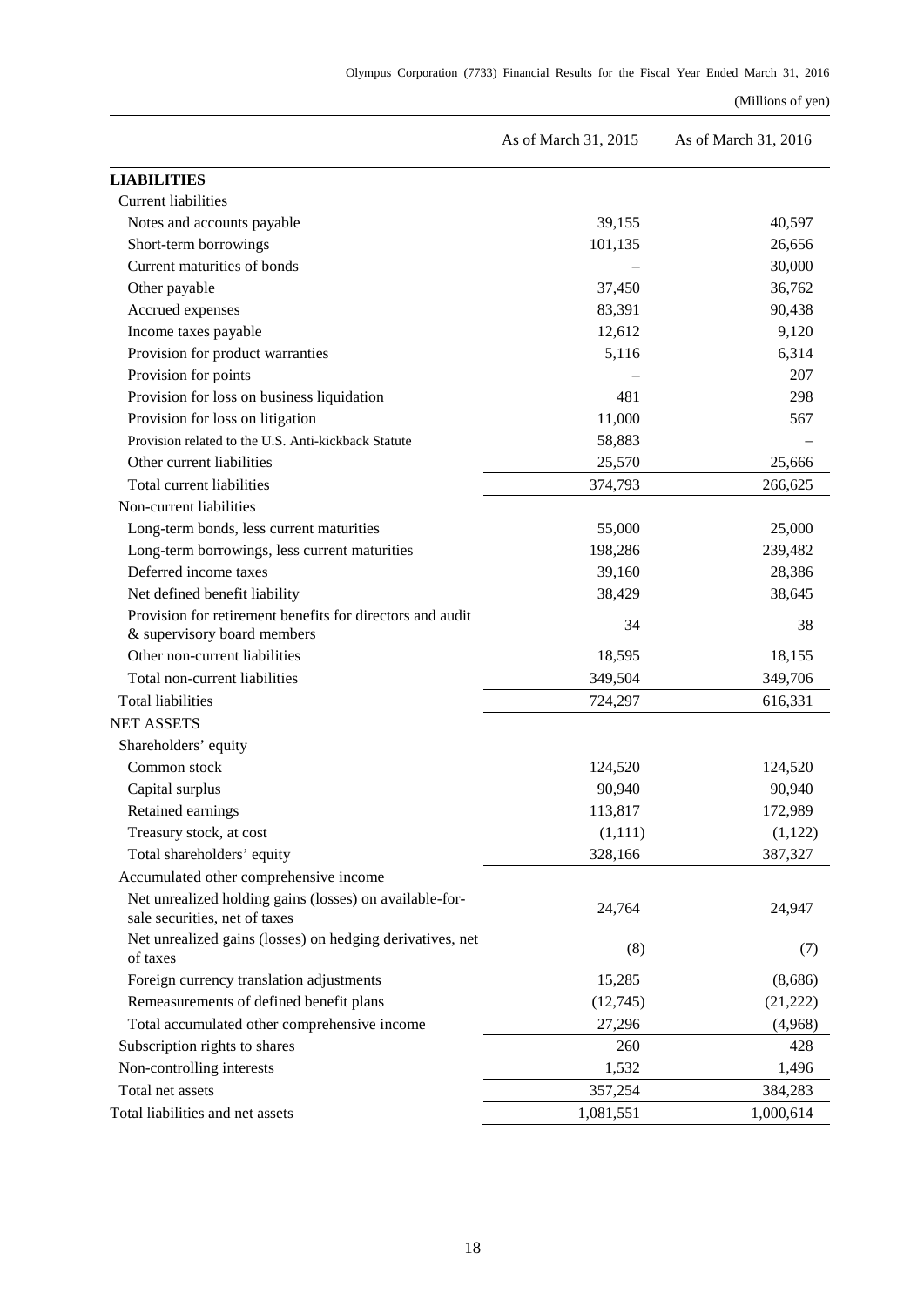(Millions of yen)

| | As of March 31, 2015 | As of March 31, 2016 |
|---|---|---|
| **LIABILITIES** | | |
| Current liabilities | | |
| Notes and accounts payable | 39,155 | 40,597 |
| Short-term borrowings | 101,135 | 26,656 |
| Current maturities of bonds | – | 30,000 |
| Other payable | 37,450 | 36,762 |
| Accrued expenses | 83,391 | 90,438 |
| Income taxes payable | 12,612 | 9,120 |
| Provision for product warranties | 5,116 | 6,314 |
| Provision for points | – | 207 |
| Provision for loss on business liquidation | 481 | 298 |
| Provision for loss on litigation | 11,000 | 567 |
| Provision related to the U.S. Anti-kickback Statute | 58,883 | – |
| Other current liabilities | 25,570 | 25,666 |
| Total current liabilities | 374,793 | 266,625 |
| Non-current liabilities | | |
| Long-term bonds, less current maturities | 55,000 | 25,000 |
| Long-term borrowings, less current maturities | 198,286 | 239,482 |
| Deferred income taxes | 39,160 | 28,386 |
| Net defined benefit liability | 38,429 | 38,645 |
| Provision for retirement benefits for directors and audit & supervisory board members | 34 | 38 |
| Other non-current liabilities | 18,595 | 18,155 |
| Total non-current liabilities | 349,504 | 349,706 |
| Total liabilities | 724,297 | 616,331 |
| NET ASSETS | | |
| Shareholders' equity | | |
| Common stock | 124,520 | 124,520 |
| Capital surplus | 90,940 | 90,940 |
| Retained earnings | 113,817 | 172,989 |
| Treasury stock, at cost | (1,111) | (1,122) |
| Total shareholders' equity | 328,166 | 387,327 |
| Accumulated other comprehensive income | | |
| Net unrealized holding gains (losses) on available-for-sale securities, net of taxes | 24,764 | 24,947 |
| Net unrealized gains (losses) on hedging derivatives, net of taxes | (8) | (7) |
| Foreign currency translation adjustments | 15,285 | (8,686) |
| Remeasurements of defined benefit plans | (12,745) | (21,222) |
| Total accumulated other comprehensive income | 27,296 | (4,968) |
| Subscription rights to shares | 260 | 428 |
| Non-controlling interests | 1,532 | 1,496 |
| Total net assets | 357,254 | 384,283 |
| Total liabilities and net assets | 1,081,551 | 1,000,614 |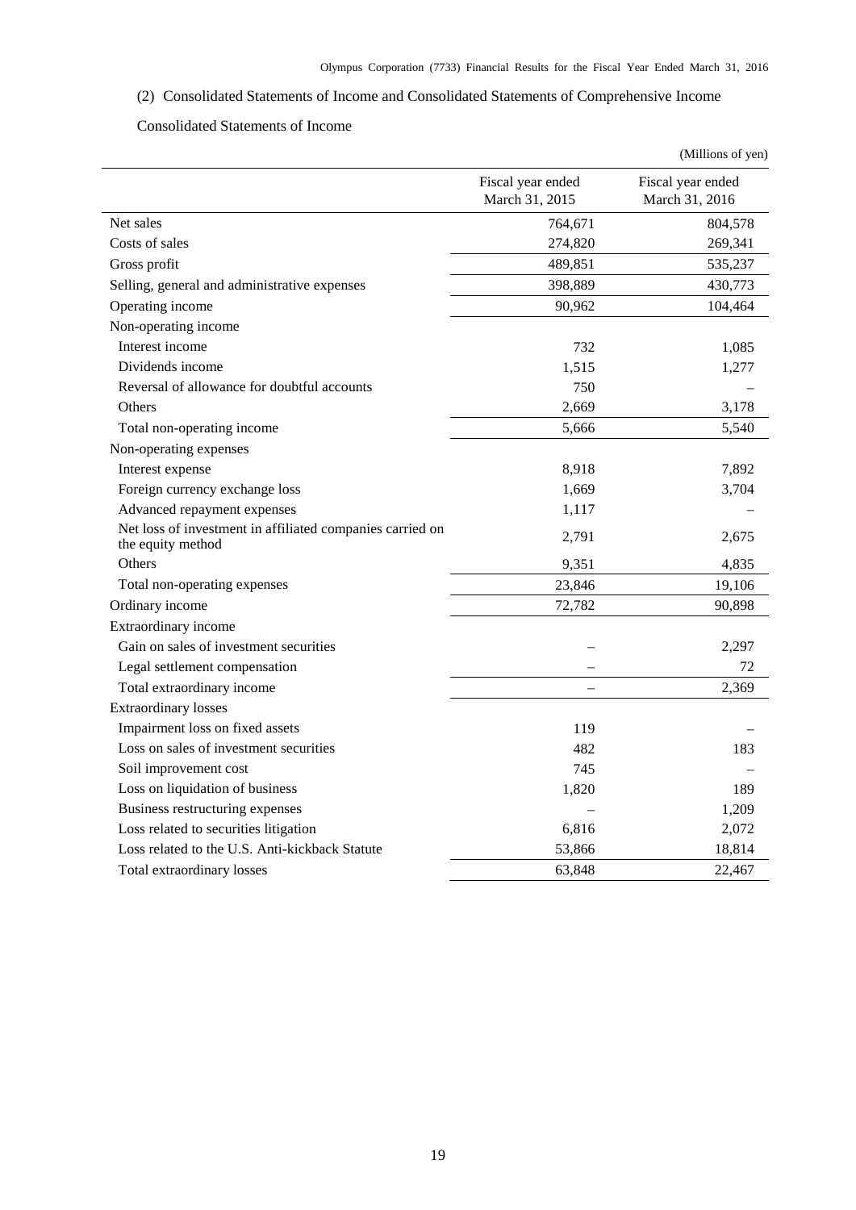(2) Consolidated Statements of Income and Consolidated Statements of Comprehensive Income

Consolidated Statements of Income

(Millions of yen)

| | Fiscal year ended March 31, 2015 | Fiscal year ended March 31, 2016 |
|---|---|---|
| Net sales | 764,671 | 804,578 |
| Costs of sales | 274,820 | 269,341 |
| Gross profit | 489,851 | 535,237 |
| Selling, general and administrative expenses | 398,889 | 430,773 |
| Operating income | 90,962 | 104,464 |
| Non-operating income | | |
| Interest income | 732 | 1,085 |
| Dividends income | 1,515 | 1,277 |
| Reversal of allowance for doubtful accounts | 750 | – |
| Others | 2,669 | 3,178 |
| Total non-operating income | 5,666 | 5,540 |
| Non-operating expenses | | |
| Interest expense | 8,918 | 7,892 |
| Foreign currency exchange loss | 1,669 | 3,704 |
| Advanced repayment expenses | 1,117 | – |
| Net loss of investment in affiliated companies carried on the equity method | 2,791 | 2,675 |
| Others | 9,351 | 4,835 |
| Total non-operating expenses | 23,846 | 19,106 |
| Ordinary income | 72,782 | 90,898 |
| Extraordinary income | | |
| Gain on sales of investment securities | – | 2,297 |
| Legal settlement compensation | – | 72 |
| Total extraordinary income | – | 2,369 |
| Extraordinary losses | | |
| Impairment loss on fixed assets | 119 | – |
| Loss on sales of investment securities | 482 | 183 |
| Soil improvement cost | 745 | – |
| Loss on liquidation of business | 1,820 | 189 |
| Business restructuring expenses | – | 1,209 |
| Loss related to securities litigation | 6,816 | 2,072 |
| Loss related to the U.S. Anti-kickback Statute | 53,866 | 18,814 |
| Total extraordinary losses | 63,848 | 22,467 |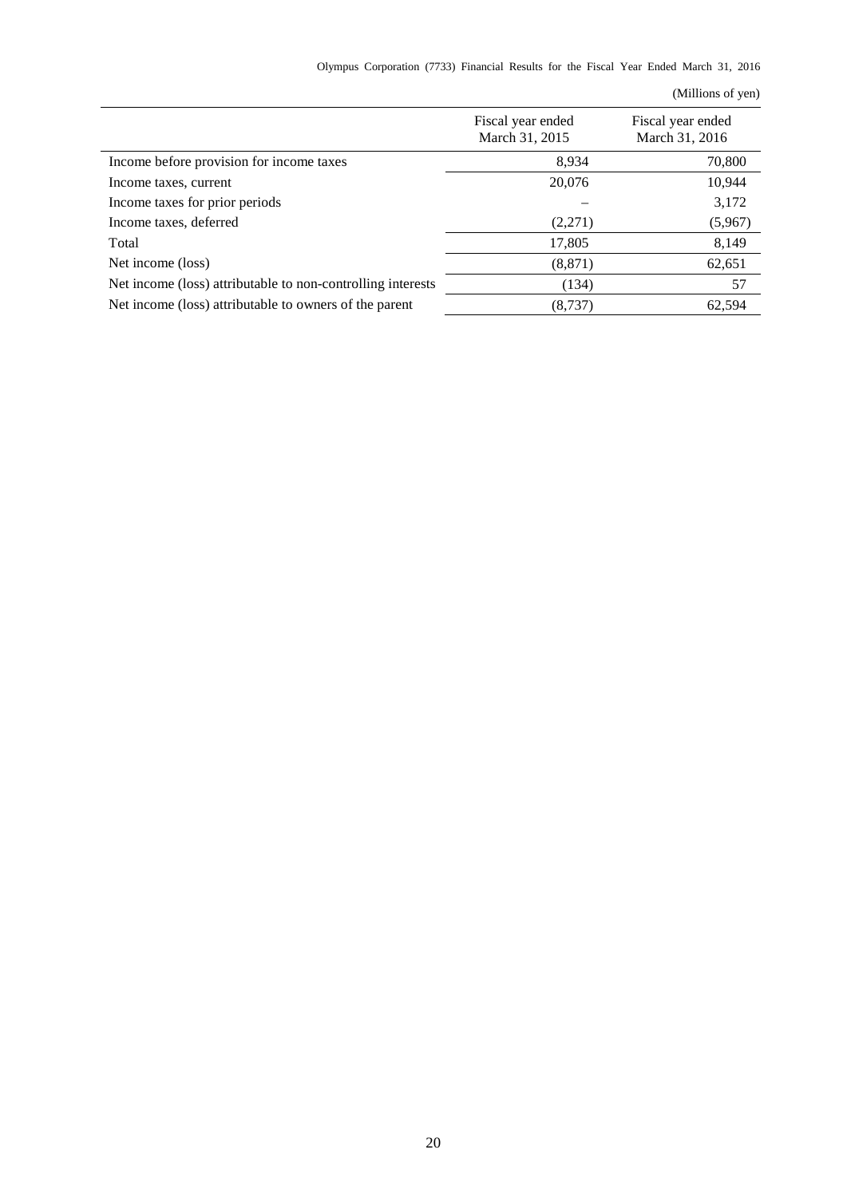(Millions of yen)

| | Fiscal year ended March 31, 2015 | Fiscal year ended March 31, 2016 |
|---|---|---|
| Income before provision for income taxes | 8,934 | 70,800 |
| Income taxes, current | 20,076 | 10,944 |
| Income taxes for prior periods | – | 3,172 |
| Income taxes, deferred | (2,271) | (5,967) |
| Total | 17,805 | 8,149 |
| Net income (loss) | (8,871) | 62,651 |
| Net income (loss) attributable to non-controlling interests | (134) | 57 |
| Net income (loss) attributable to owners of the parent | (8,737) | 62,594 |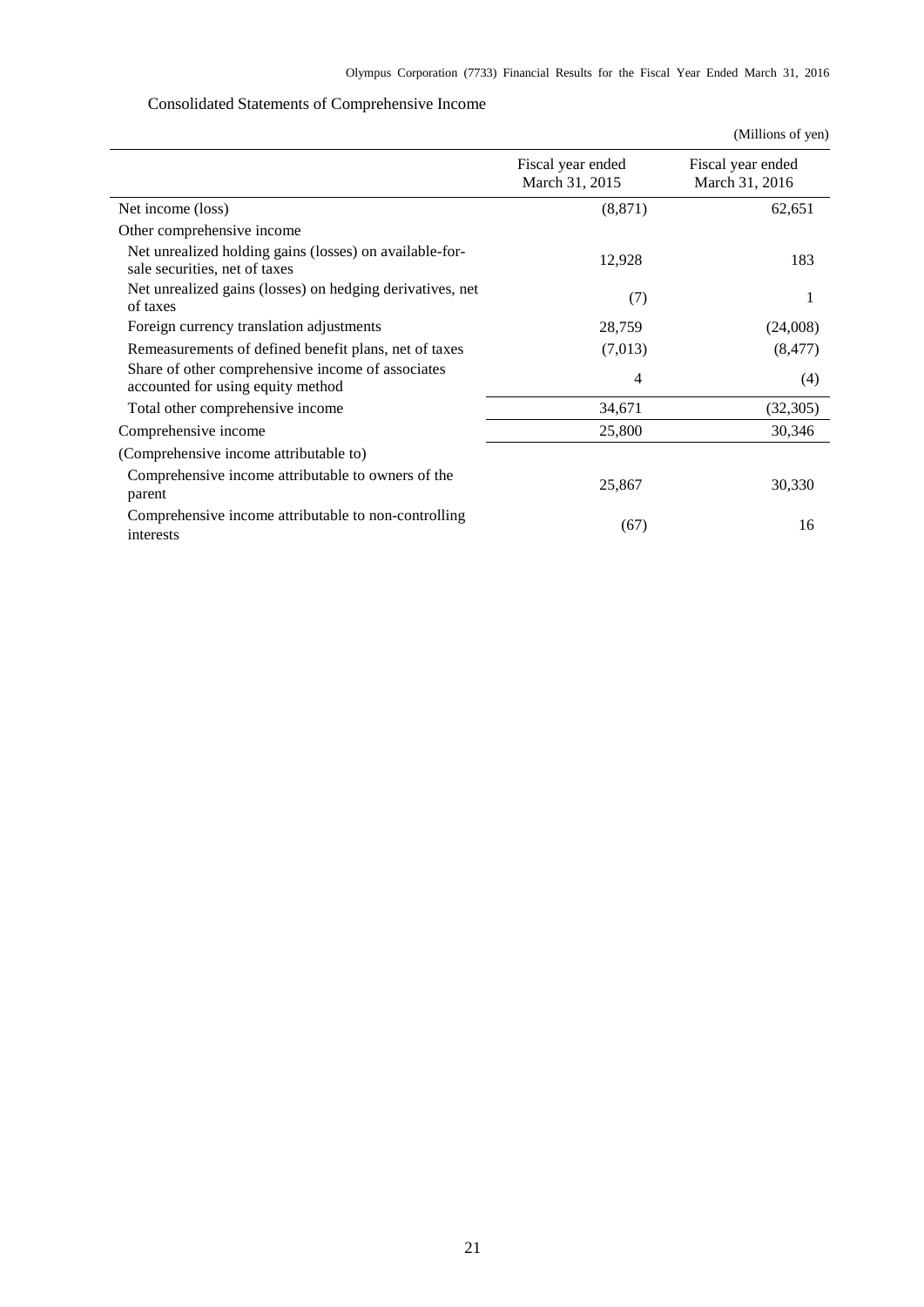## Consolidated Statements of Comprehensive Income

(Millions of yen)

| | Fiscal year ended March 31, 2015 | Fiscal year ended March 31, 2016 |
|---|---|---|
| Net income (loss) | (8,871) | 62,651 |
| Other comprehensive income | | |
| Net unrealized holding gains (losses) on available-for-sale securities, net of taxes | 12,928 | 183 |
| Net unrealized gains (losses) on hedging derivatives, net of taxes | (7) | 1 |
| Foreign currency translation adjustments | 28,759 | (24,008) |
| Remeasurements of defined benefit plans, net of taxes | (7,013) | (8,477) |
| Share of other comprehensive income of associates accounted for using equity method | 4 | (4) |
| Total other comprehensive income | 34,671 | (32,305) |
| Comprehensive income | 25,800 | 30,346 |
| (Comprehensive income attributable to) | | |
| Comprehensive income attributable to owners of the parent | 25,867 | 30,330 |
| Comprehensive income attributable to non-controlling interests | (67) | 16 |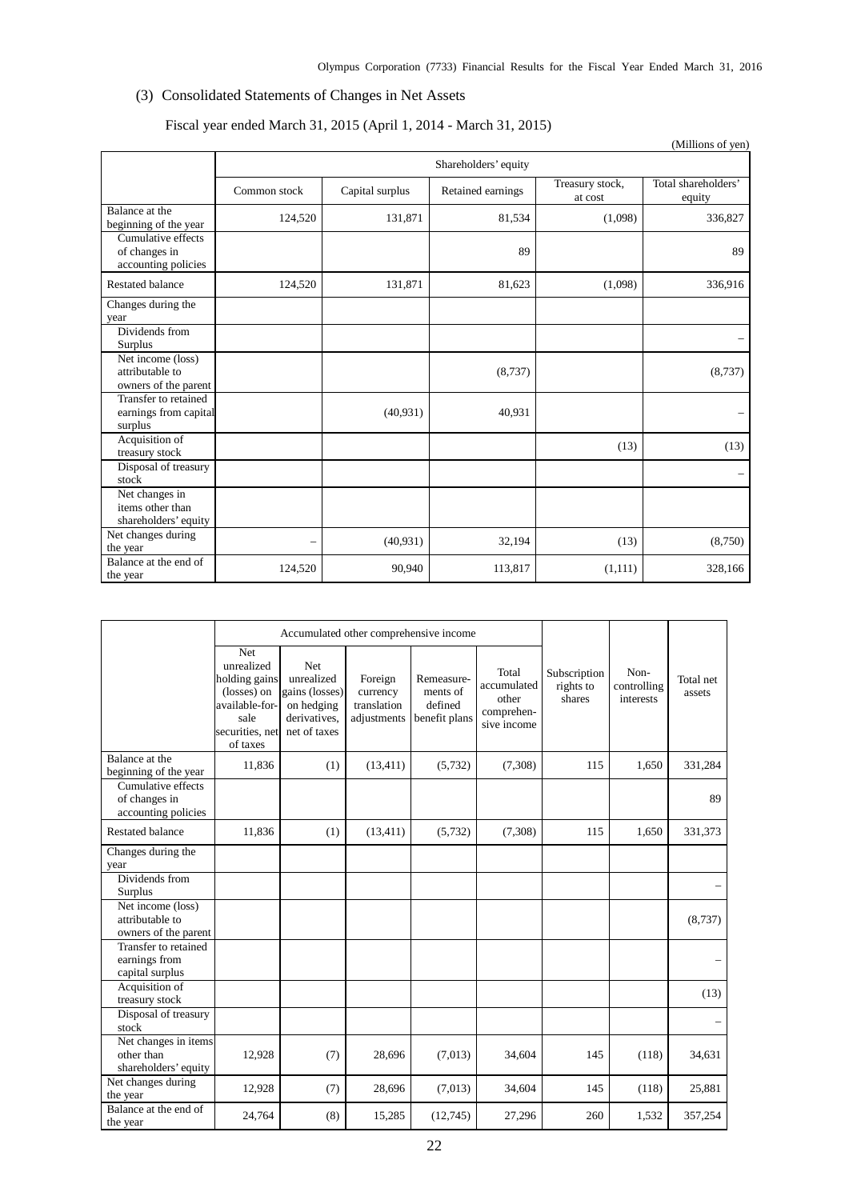### (3) Consolidated Statements of Changes in Net Assets

Fiscal year ended March 31, 2015 (April 1, 2014 - March 31, 2015)

(Millions of yen)

| | Shareholders' equity | | | | |
|---|---|---|---|---|---|
| | Common stock | Capital surplus | Retained earnings | Treasury stock, at cost | Total shareholders' equity |
| Balance at the beginning of the year | 124,520 | 131,871 | 81,534 | (1,098) | 336,827 |
| Cumulative effects of changes in accounting policies | | | 89 | | 89 |
| Restated balance | 124,520 | 131,871 | 81,623 | (1,098) | 336,916 |
| Changes during the year | | | | | |
| Dividends from Surplus | | | | | – |
| Net income (loss) attributable to owners of the parent | | | (8,737) | | (8,737) |
| Transfer to retained earnings from capital surplus | | (40,931) | 40,931 | | – |
| Acquisition of treasury stock | | | | (13) | (13) |
| Disposal of treasury stock | | | | | – |
| Net changes in items other than shareholders' equity | | | | | |
| Net changes during the year | – | (40,931) | 32,194 | (13) | (8,750) |
| Balance at the end of the year | 124,520 | 90,940 | 113,817 | (1,111) | 328,166 |

| | Accumulated other comprehensive income | | | | | Subscription rights to shares | Non-controlling interests | Total net assets |
|---|---|---|---|---|---|---|---|---|
| | Net unrealized holding gains (losses) on available-for-sale securities, net of taxes | Net unrealized gains (losses) on hedging derivatives, net of taxes | Foreign currency translation adjustments | Remeasurements of defined benefit plans | Total accumulated other comprehensive income | | | |
| Balance at the beginning of the year | 11,836 | (1) | (13,411) | (5,732) | (7,308) | 115 | 1,650 | 331,284 |
| Cumulative effects of changes in accounting policies | | | | | | | | 89 |
| Restated balance | 11,836 | (1) | (13,411) | (5,732) | (7,308) | 115 | 1,650 | 331,373 |
| Changes during the year | | | | | | | | |
| Dividends from Surplus | | | | | | | | – |
| Net income (loss) attributable to owners of the parent | | | | | | | | (8,737) |
| Transfer to retained earnings from capital surplus | | | | | | | | – |
| Acquisition of treasury stock | | | | | | | | (13) |
| Disposal of treasury stock | | | | | | | | – |
| Net changes in items other than shareholders' equity | 12,928 | (7) | 28,696 | (7,013) | 34,604 | 145 | (118) | 34,631 |
| Net changes during the year | 12,928 | (7) | 28,696 | (7,013) | 34,604 | 145 | (118) | 25,881 |
| Balance at the end of the year | 24,764 | (8) | 15,285 | (12,745) | 27,296 | 260 | 1,532 | 357,254 |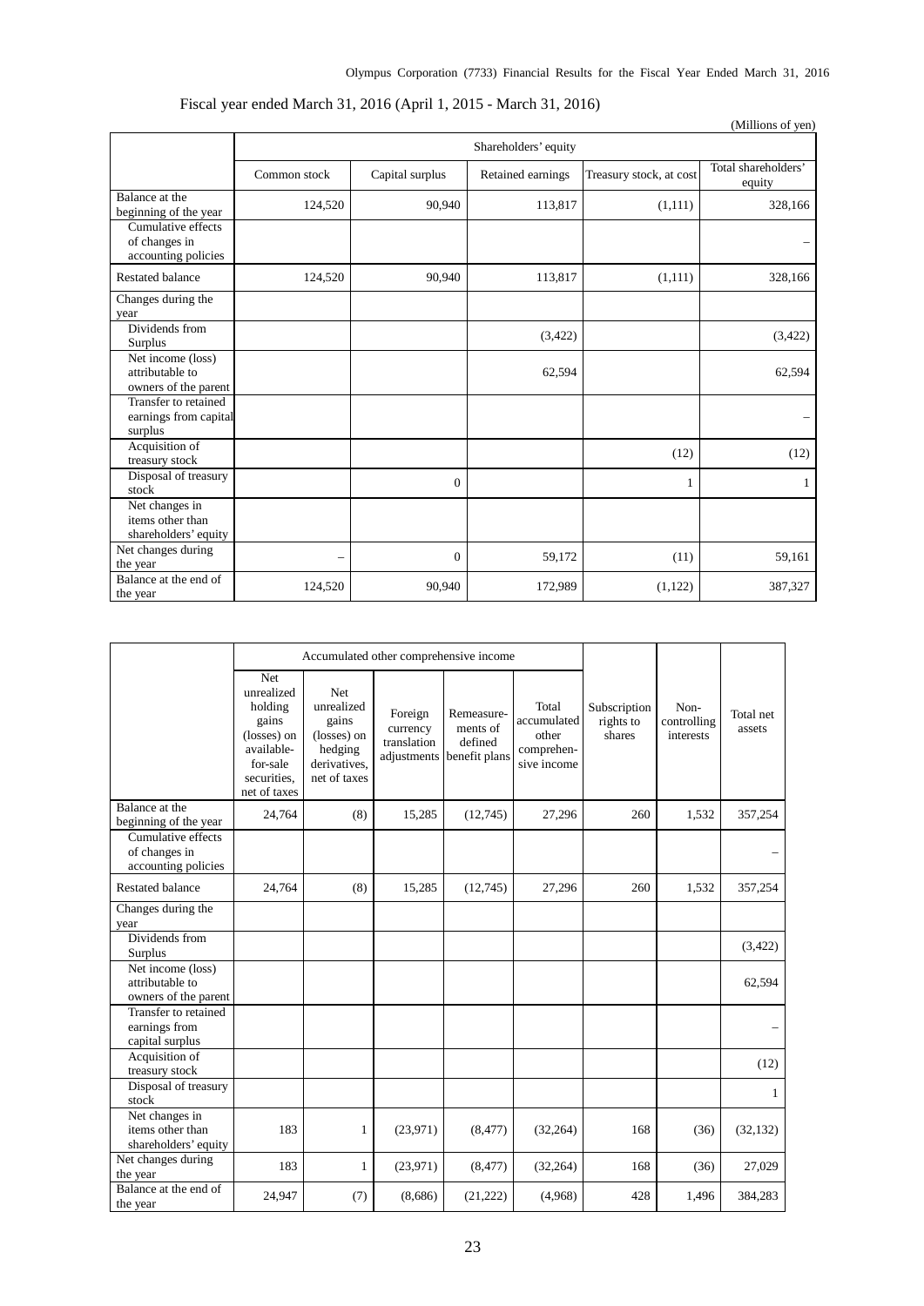Fiscal year ended March 31, 2016 (April 1, 2015 - March 31, 2016)

(Millions of yen)

| | Shareholders' equity | | | | |
|---|---|---|---|---|---|
| | Common stock | Capital surplus | Retained earnings | Treasury stock, at cost | Total shareholders' equity |
| Balance at the beginning of the year | 124,520 | 90,940 | 113,817 | (1,111) | 328,166 |
| Cumulative effects of changes in accounting policies | | | | | – |
| Restated balance | 124,520 | 90,940 | 113,817 | (1,111) | 328,166 |
| Changes during the year | | | | | |
| Dividends from Surplus | | | (3,422) | | (3,422) |
| Net income (loss) attributable to owners of the parent | | | 62,594 | | 62,594 |
| Transfer to retained earnings from capital surplus | | | | | – |
| Acquisition of treasury stock | | | | (12) | (12) |
| Disposal of treasury stock | | 0 | | 1 | 1 |
| Net changes in items other than shareholders' equity | | | | | |
| Net changes during the year | – | 0 | 59,172 | (11) | 59,161 |
| Balance at the end of the year | 124,520 | 90,940 | 172,989 | (1,122) | 387,327 |

| | Accumulated other comprehensive income | | | | | Subscription rights to shares | Non-controlling interests | Total net assets |
|---|---|---|---|---|---|---|---|---|
| | Net unrealized holding gains (losses) on available-for-sale securities, net of taxes | Net unrealized gains (losses) on hedging derivatives, net of taxes | Foreign currency translation adjustments | Remeasurements of defined benefit plans | Total accumulated other comprehensive income | | | |
| Balance at the beginning of the year | 24,764 | (8) | 15,285 | (12,745) | 27,296 | 260 | 1,532 | 357,254 |
| Cumulative effects of changes in accounting policies | | | | | | | | – |
| Restated balance | 24,764 | (8) | 15,285 | (12,745) | 27,296 | 260 | 1,532 | 357,254 |
| Changes during the year | | | | | | | | |
| Dividends from Surplus | | | | | | | | (3,422) |
| Net income (loss) attributable to owners of the parent | | | | | | | | 62,594 |
| Transfer to retained earnings from capital surplus | | | | | | | | – |
| Acquisition of treasury stock | | | | | | | | (12) |
| Disposal of treasury stock | | | | | | | | 1 |
| Net changes in items other than shareholders' equity | 183 | 1 | (23,971) | (8,477) | (32,264) | 168 | (36) | (32,132) |
| Net changes during the year | 183 | 1 | (23,971) | (8,477) | (32,264) | 168 | (36) | 27,029 |
| Balance at the end of the year | 24,947 | (7) | (8,686) | (21,222) | (4,968) | 428 | 1,496 | 384,283 |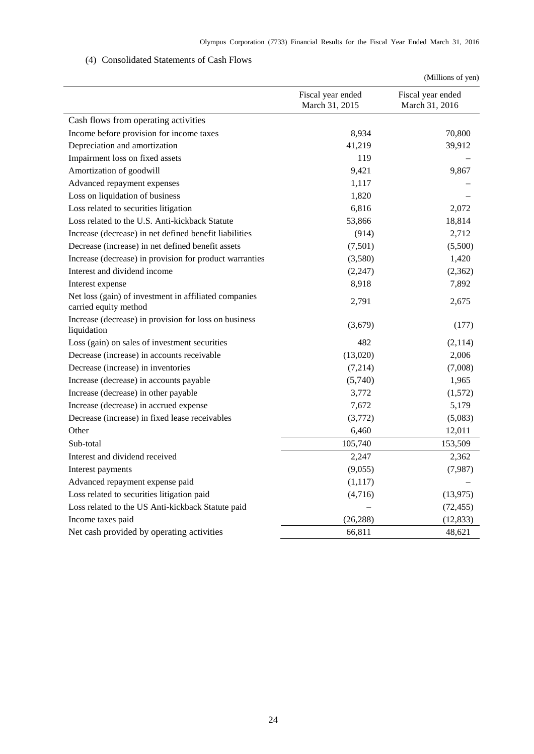(4) Consolidated Statements of Cash Flows

(Millions of yen)

| | Fiscal year ended March 31, 2015 | Fiscal year ended March 31, 2016 |
|---|---|---|
| Cash flows from operating activities | | |
| Income before provision for income taxes | 8,934 | 70,800 |
| Depreciation and amortization | 41,219 | 39,912 |
| Impairment loss on fixed assets | 119 | – |
| Amortization of goodwill | 9,421 | 9,867 |
| Advanced repayment expenses | 1,117 | – |
| Loss on liquidation of business | 1,820 | – |
| Loss related to securities litigation | 6,816 | 2,072 |
| Loss related to the U.S. Anti-kickback Statute | 53,866 | 18,814 |
| Increase (decrease) in net defined benefit liabilities | (914) | 2,712 |
| Decrease (increase) in net defined benefit assets | (7,501) | (5,500) |
| Increase (decrease) in provision for product warranties | (3,580) | 1,420 |
| Interest and dividend income | (2,247) | (2,362) |
| Interest expense | 8,918 | 7,892 |
| Net loss (gain) of investment in affiliated companies carried equity method | 2,791 | 2,675 |
| Increase (decrease) in provision for loss on business liquidation | (3,679) | (177) |
| Loss (gain) on sales of investment securities | 482 | (2,114) |
| Decrease (increase) in accounts receivable | (13,020) | 2,006 |
| Decrease (increase) in inventories | (7,214) | (7,008) |
| Increase (decrease) in accounts payable | (5,740) | 1,965 |
| Increase (decrease) in other payable | 3,772 | (1,572) |
| Increase (decrease) in accrued expense | 7,672 | 5,179 |
| Decrease (increase) in fixed lease receivables | (3,772) | (5,083) |
| Other | 6,460 | 12,011 |
| Sub-total | 105,740 | 153,509 |
| Interest and dividend received | 2,247 | 2,362 |
| Interest payments | (9,055) | (7,987) |
| Advanced repayment expense paid | (1,117) | – |
| Loss related to securities litigation paid | (4,716) | (13,975) |
| Loss related to the US Anti-kickback Statute paid | – | (72,455) |
| Income taxes paid | (26,288) | (12,833) |
| Net cash provided by operating activities | 66,811 | 48,621 |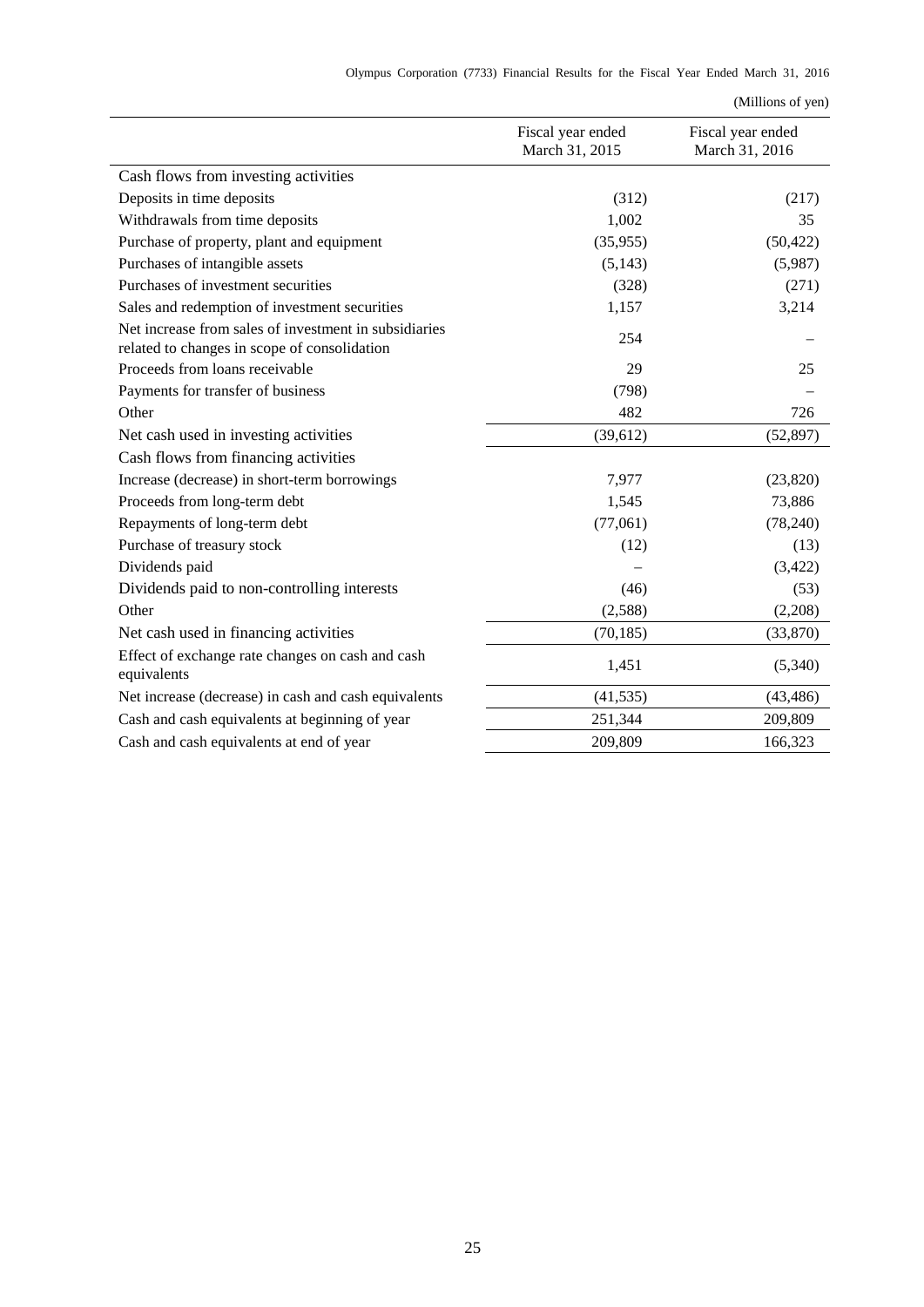(Millions of yen)

| | Fiscal year ended March 31, 2015 | Fiscal year ended March 31, 2016 |
|---|---|---|
| Cash flows from investing activities | | |
| Deposits in time deposits | (312) | (217) |
| Withdrawals from time deposits | 1,002 | 35 |
| Purchase of property, plant and equipment | (35,955) | (50,422) |
| Purchases of intangible assets | (5,143) | (5,987) |
| Purchases of investment securities | (328) | (271) |
| Sales and redemption of investment securities | 1,157 | 3,214 |
| Net increase from sales of investment in subsidiaries related to changes in scope of consolidation | 254 | – |
| Proceeds from loans receivable | 29 | 25 |
| Payments for transfer of business | (798) | – |
| Other | 482 | 726 |
| Net cash used in investing activities | (39,612) | (52,897) |
| Cash flows from financing activities | | |
| Increase (decrease) in short-term borrowings | 7,977 | (23,820) |
| Proceeds from long-term debt | 1,545 | 73,886 |
| Repayments of long-term debt | (77,061) | (78,240) |
| Purchase of treasury stock | (12) | (13) |
| Dividends paid | – | (3,422) |
| Dividends paid to non-controlling interests | (46) | (53) |
| Other | (2,588) | (2,208) |
| Net cash used in financing activities | (70,185) | (33,870) |
| Effect of exchange rate changes on cash and cash equivalents | 1,451 | (5,340) |
| Net increase (decrease) in cash and cash equivalents | (41,535) | (43,486) |
| Cash and cash equivalents at beginning of year | 251,344 | 209,809 |
| Cash and cash equivalents at end of year | 209,809 | 166,323 |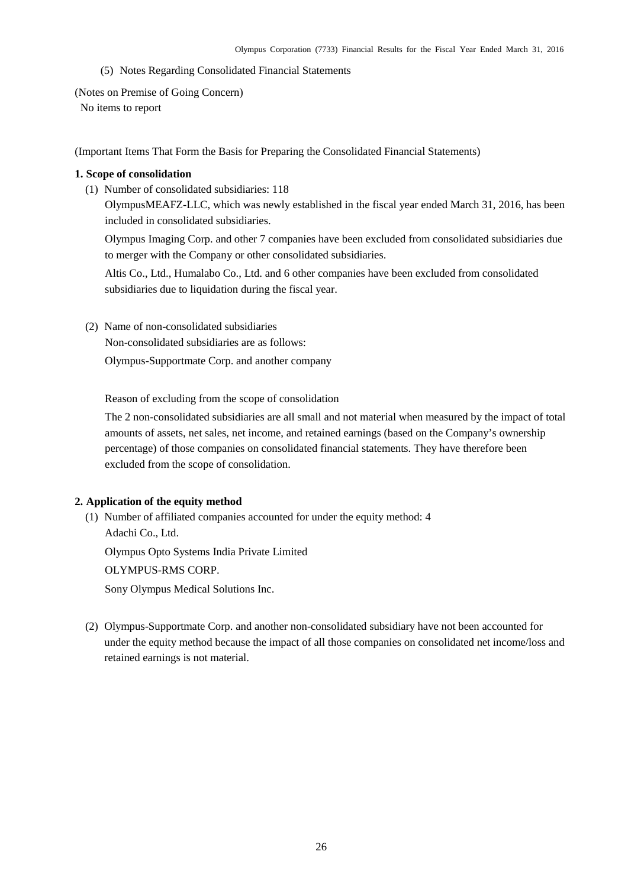(5) Notes Regarding Consolidated Financial Statements

(Notes on Premise of Going Concern)

No items to report

(Important Items That Form the Basis for Preparing the Consolidated Financial Statements)

**1. Scope of consolidation**

(1) Number of consolidated subsidiaries: 118

OlympusMEAFZ-LLC, which was newly established in the fiscal year ended March 31, 2016, has been included in consolidated subsidiaries.

Olympus Imaging Corp. and other 7 companies have been excluded from consolidated subsidiaries due to merger with the Company or other consolidated subsidiaries.

Altis Co., Ltd., Humalabo Co., Ltd. and 6 other companies have been excluded from consolidated subsidiaries due to liquidation during the fiscal year.

(2) Name of non-consolidated subsidiaries

Non-consolidated subsidiaries are as follows:

Olympus-Supportmate Corp. and another company

Reason of excluding from the scope of consolidation

The 2 non-consolidated subsidiaries are all small and not material when measured by the impact of total amounts of assets, net sales, net income, and retained earnings (based on the Company's ownership percentage) of those companies on consolidated financial statements. They have therefore been excluded from the scope of consolidation.

**2. Application of the equity method**

(1) Number of affiliated companies accounted for under the equity method: 4

Adachi Co., Ltd.

Olympus Opto Systems India Private Limited

OLYMPUS-RMS CORP.

Sony Olympus Medical Solutions Inc.

(2) Olympus-Supportmate Corp. and another non-consolidated subsidiary have not been accounted for under the equity method because the impact of all those companies on consolidated net income/loss and retained earnings is not material.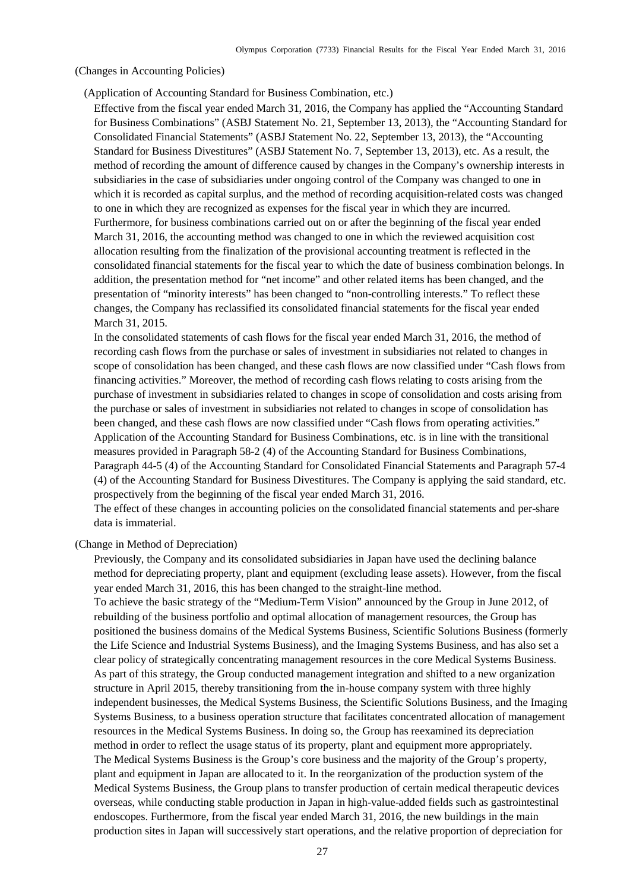## (Changes in Accounting Policies)

### (Application of Accounting Standard for Business Combination, etc.)

Effective from the fiscal year ended March 31, 2016, the Company has applied the "Accounting Standard for Business Combinations" (ASBJ Statement No. 21, September 13, 2013), the "Accounting Standard for Consolidated Financial Statements" (ASBJ Statement No. 22, September 13, 2013), the "Accounting Standard for Business Divestitures" (ASBJ Statement No. 7, September 13, 2013), etc. As a result, the method of recording the amount of difference caused by changes in the Company's ownership interests in subsidiaries in the case of subsidiaries under ongoing control of the Company was changed to one in which it is recorded as capital surplus, and the method of recording acquisition-related costs was changed to one in which they are recognized as expenses for the fiscal year in which they are incurred. Furthermore, for business combinations carried out on or after the beginning of the fiscal year ended March 31, 2016, the accounting method was changed to one in which the reviewed acquisition cost allocation resulting from the finalization of the provisional accounting treatment is reflected in the consolidated financial statements for the fiscal year to which the date of business combination belongs. In addition, the presentation method for "net income" and other related items has been changed, and the presentation of "minority interests" has been changed to "non-controlling interests." To reflect these changes, the Company has reclassified its consolidated financial statements for the fiscal year ended March 31, 2015.

In the consolidated statements of cash flows for the fiscal year ended March 31, 2016, the method of recording cash flows from the purchase or sales of investment in subsidiaries not related to changes in scope of consolidation has been changed, and these cash flows are now classified under "Cash flows from financing activities." Moreover, the method of recording cash flows relating to costs arising from the purchase of investment in subsidiaries related to changes in scope of consolidation and costs arising from the purchase or sales of investment in subsidiaries not related to changes in scope of consolidation has been changed, and these cash flows are now classified under "Cash flows from operating activities."

Application of the Accounting Standard for Business Combinations, etc. is in line with the transitional measures provided in Paragraph 58-2 (4) of the Accounting Standard for Business Combinations, Paragraph 44-5 (4) of the Accounting Standard for Consolidated Financial Statements and Paragraph 57-4 (4) of the Accounting Standard for Business Divestitures. The Company is applying the said standard, etc. prospectively from the beginning of the fiscal year ended March 31, 2016.

The effect of these changes in accounting policies on the consolidated financial statements and per-share data is immaterial.

## (Change in Method of Depreciation)

Previously, the Company and its consolidated subsidiaries in Japan have used the declining balance method for depreciating property, plant and equipment (excluding lease assets). However, from the fiscal year ended March 31, 2016, this has been changed to the straight-line method.

To achieve the basic strategy of the "Medium-Term Vision" announced by the Group in June 2012, of rebuilding of the business portfolio and optimal allocation of management resources, the Group has positioned the business domains of the Medical Systems Business, Scientific Solutions Business (formerly the Life Science and Industrial Systems Business), and the Imaging Systems Business, and has also set a clear policy of strategically concentrating management resources in the core Medical Systems Business. As part of this strategy, the Group conducted management integration and shifted to a new organization structure in April 2015, thereby transitioning from the in-house company system with three highly independent businesses, the Medical Systems Business, the Scientific Solutions Business, and the Imaging Systems Business, to a business operation structure that facilitates concentrated allocation of management resources in the Medical Systems Business. In doing so, the Group has reexamined its depreciation method in order to reflect the usage status of its property, plant and equipment more appropriately.

The Medical Systems Business is the Group's core business and the majority of the Group's property, plant and equipment in Japan are allocated to it. In the reorganization of the production system of the Medical Systems Business, the Group plans to transfer production of certain medical therapeutic devices overseas, while conducting stable production in Japan in high-value-added fields such as gastrointestinal endoscopes. Furthermore, from the fiscal year ended March 31, 2016, the new buildings in the main production sites in Japan will successively start operations, and the relative proportion of depreciation for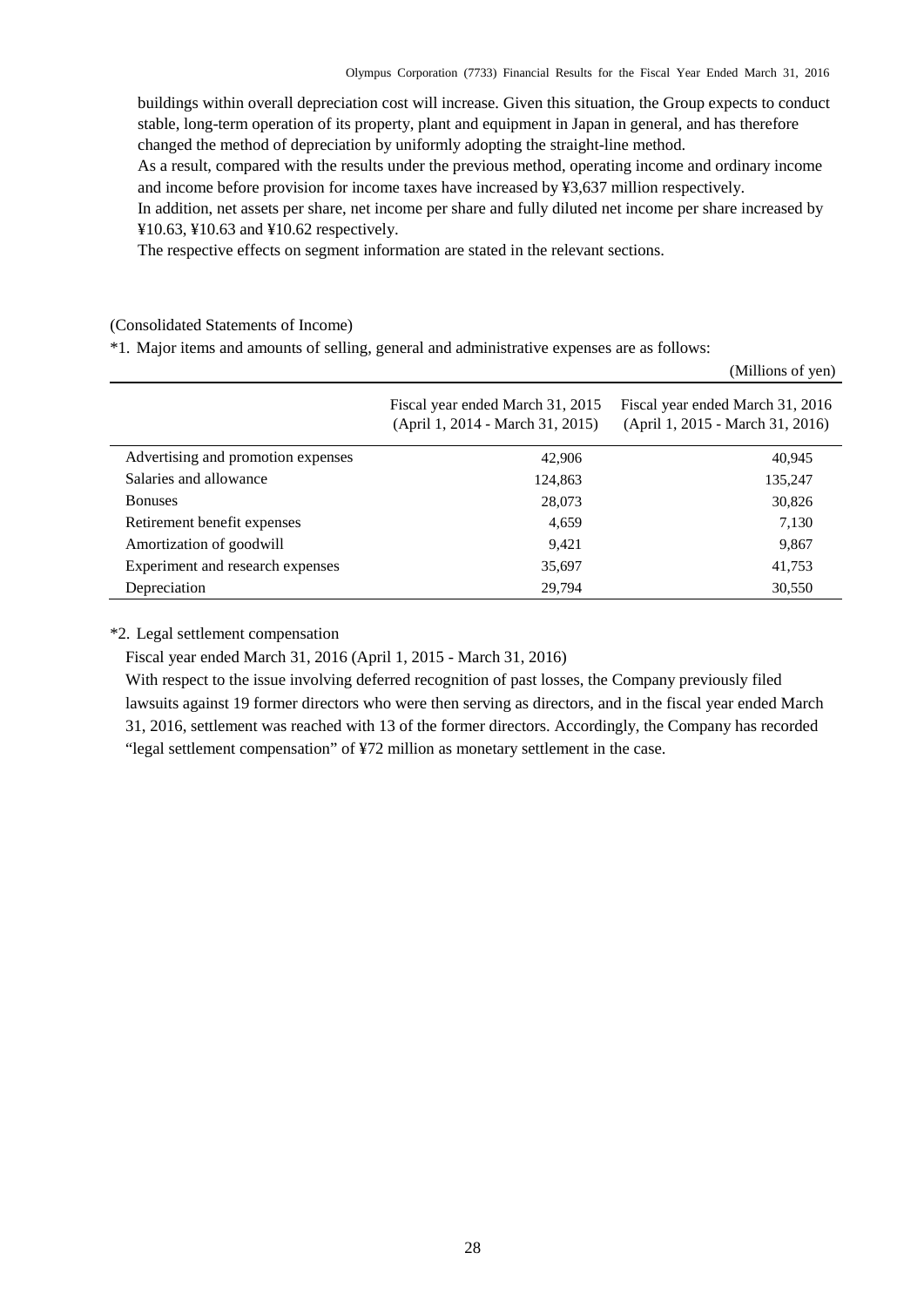buildings within overall depreciation cost will increase. Given this situation, the Group expects to conduct stable, long-term operation of its property, plant and equipment in Japan in general, and has therefore changed the method of depreciation by uniformly adopting the straight-line method.

As a result, compared with the results under the previous method, operating income and ordinary income and income before provision for income taxes have increased by ¥3,637 million respectively.

In addition, net assets per share, net income per share and fully diluted net income per share increased by ¥10.63, ¥10.63 and ¥10.62 respectively.

The respective effects on segment information are stated in the relevant sections.

(Consolidated Statements of Income)

*1. Major items and amounts of selling, general and administrative expenses are as follows:

(Millions of yen)

| | Fiscal year ended March 31, 2015 (April 1, 2014 - March 31, 2015) | Fiscal year ended March 31, 2016 (April 1, 2015 - March 31, 2016) |
|---|---|---|
| Advertising and promotion expenses | 42,906 | 40,945 |
| Salaries and allowance | 124,863 | 135,247 |
| Bonuses | 28,073 | 30,826 |
| Retirement benefit expenses | 4,659 | 7,130 |
| Amortization of goodwill | 9,421 | 9,867 |
| Experiment and research expenses | 35,697 | 41,753 |
| Depreciation | 29,794 | 30,550 |

*2. Legal settlement compensation

Fiscal year ended March 31, 2016 (April 1, 2015 - March 31, 2016)

With respect to the issue involving deferred recognition of past losses, the Company previously filed lawsuits against 19 former directors who were then serving as directors, and in the fiscal year ended March 31, 2016, settlement was reached with 13 of the former directors. Accordingly, the Company has recorded "legal settlement compensation" of ¥72 million as monetary settlement in the case.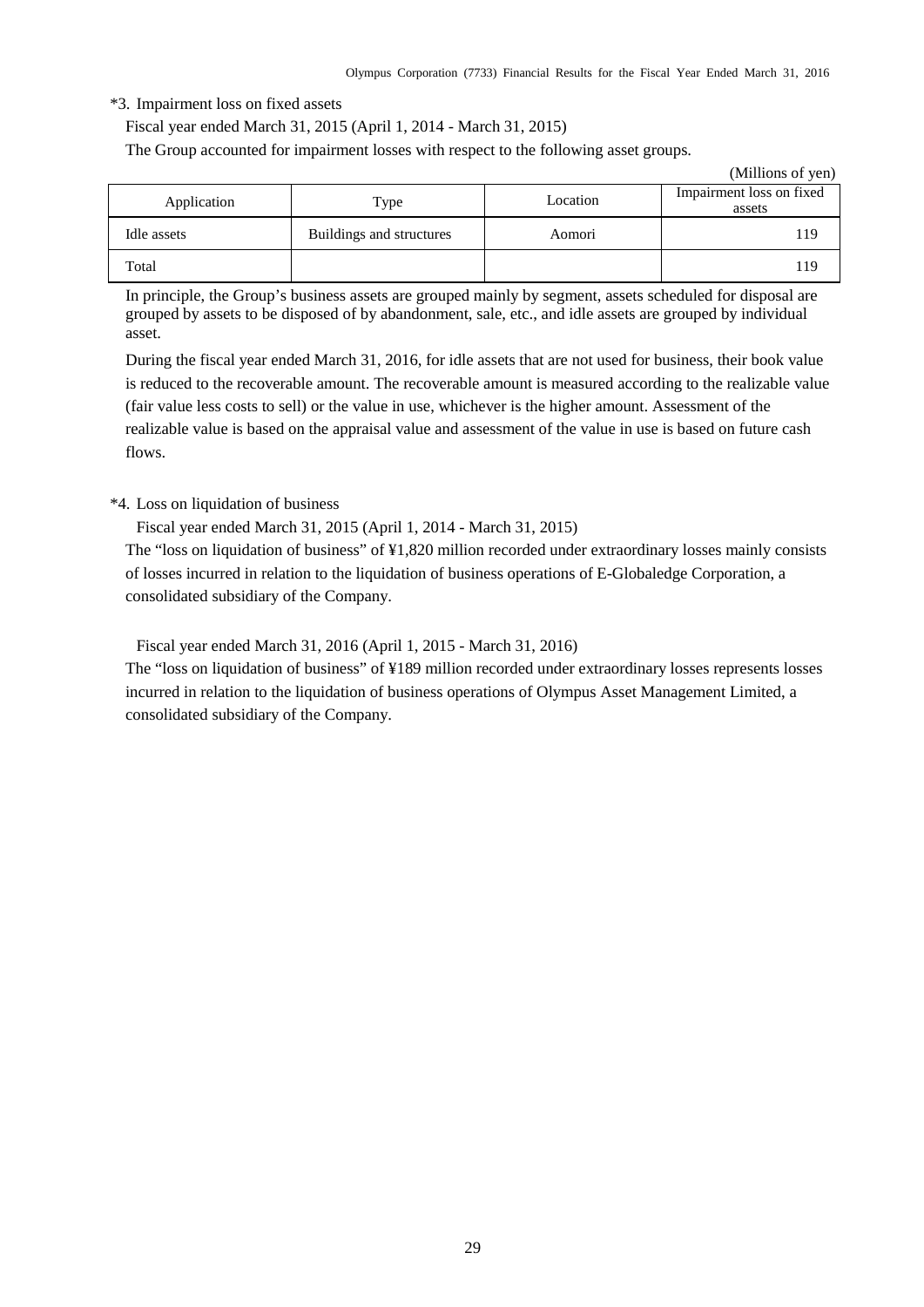*3. Impairment loss on fixed assets

Fiscal year ended March 31, 2015 (April 1, 2014 - March 31, 2015)

The Group accounted for impairment losses with respect to the following asset groups.

(Millions of yen)

| Application | Type | Location | Impairment loss on fixed assets |
|---|---|---|---|
| Idle assets | Buildings and structures | Aomori | 119 |
| Total | | | 119 |

In principle, the Group's business assets are grouped mainly by segment, assets scheduled for disposal are grouped by assets to be disposed of by abandonment, sale, etc., and idle assets are grouped by individual asset.

During the fiscal year ended March 31, 2016, for idle assets that are not used for business, their book value is reduced to the recoverable amount. The recoverable amount is measured according to the realizable value (fair value less costs to sell) or the value in use, whichever is the higher amount. Assessment of the realizable value is based on the appraisal value and assessment of the value in use is based on future cash flows.

*4. Loss on liquidation of business

Fiscal year ended March 31, 2015 (April 1, 2014 - March 31, 2015)

The "loss on liquidation of business" of ¥1,820 million recorded under extraordinary losses mainly consists of losses incurred in relation to the liquidation of business operations of E-Globaledge Corporation, a consolidated subsidiary of the Company.

Fiscal year ended March 31, 2016 (April 1, 2015 - March 31, 2016)

The "loss on liquidation of business" of ¥189 million recorded under extraordinary losses represents losses incurred in relation to the liquidation of business operations of Olympus Asset Management Limited, a consolidated subsidiary of the Company.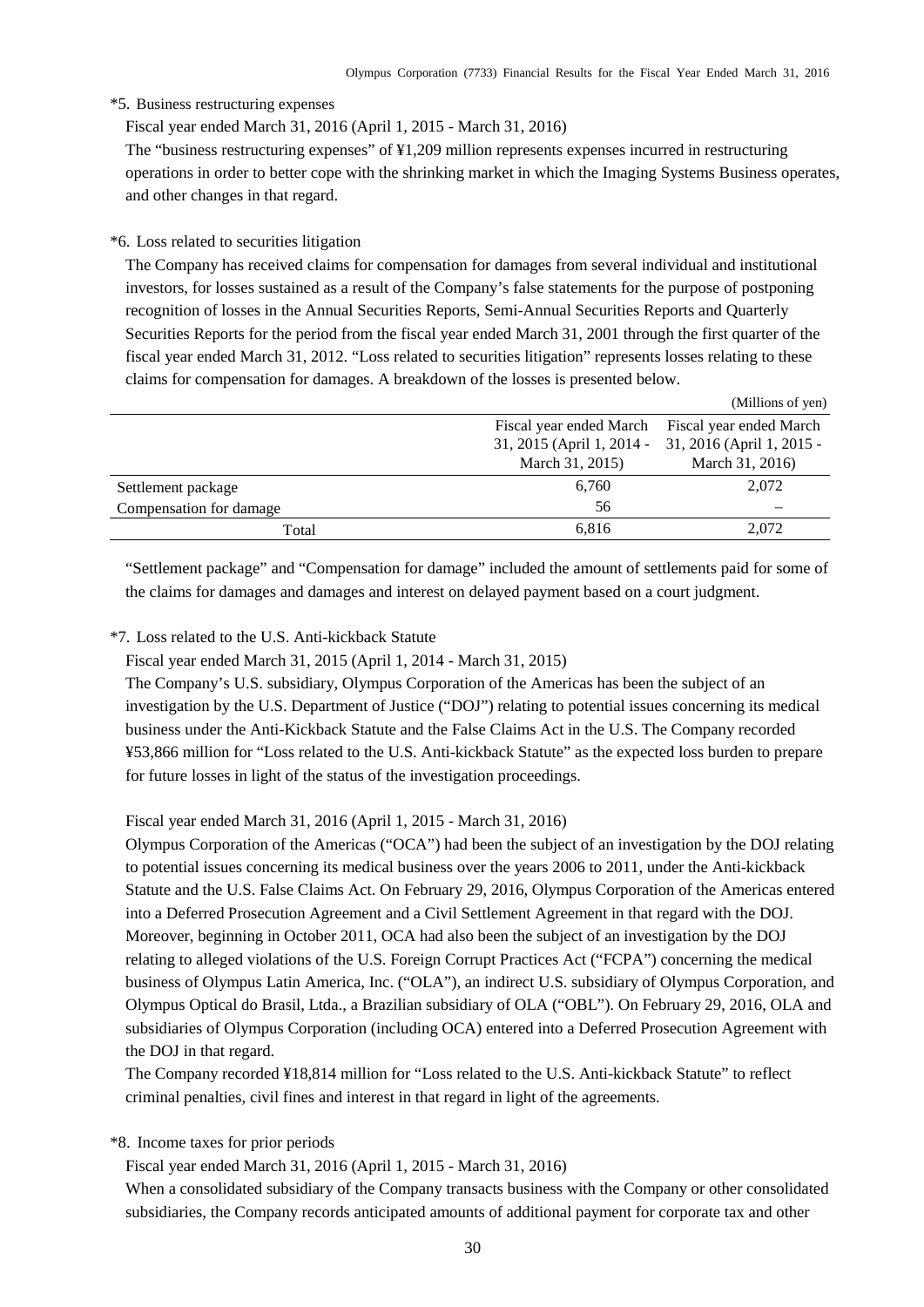\*5. Business restructuring expenses

Fiscal year ended March 31, 2016 (April 1, 2015 - March 31, 2016)

The "business restructuring expenses" of ¥1,209 million represents expenses incurred in restructuring operations in order to better cope with the shrinking market in which the Imaging Systems Business operates, and other changes in that regard.

\*6. Loss related to securities litigation

The Company has received claims for compensation for damages from several individual and institutional investors, for losses sustained as a result of the Company's false statements for the purpose of postponing recognition of losses in the Annual Securities Reports, Semi-Annual Securities Reports and Quarterly Securities Reports for the period from the fiscal year ended March 31, 2001 through the first quarter of the fiscal year ended March 31, 2012. "Loss related to securities litigation" represents losses relating to these claims for compensation for damages. A breakdown of the losses is presented below.

(Millions of yen)

| | Fiscal year ended March 31, 2015 (April 1, 2014 - March 31, 2015) | Fiscal year ended March 31, 2016 (April 1, 2015 - March 31, 2016) |
|---|---|---|
| Settlement package | 6,760 | 2,072 |
| Compensation for damage | 56 | – |
| Total | 6,816 | 2,072 |

"Settlement package" and "Compensation for damage" included the amount of settlements paid for some of the claims for damages and damages and interest on delayed payment based on a court judgment.

\*7. Loss related to the U.S. Anti-kickback Statute

Fiscal year ended March 31, 2015 (April 1, 2014 - March 31, 2015)

The Company's U.S. subsidiary, Olympus Corporation of the Americas has been the subject of an investigation by the U.S. Department of Justice ("DOJ") relating to potential issues concerning its medical business under the Anti-Kickback Statute and the False Claims Act in the U.S. The Company recorded ¥53,866 million for "Loss related to the U.S. Anti-kickback Statute" as the expected loss burden to prepare for future losses in light of the status of the investigation proceedings.

Fiscal year ended March 31, 2016 (April 1, 2015 - March 31, 2016)

Olympus Corporation of the Americas ("OCA") had been the subject of an investigation by the DOJ relating to potential issues concerning its medical business over the years 2006 to 2011, under the Anti-kickback Statute and the U.S. False Claims Act. On February 29, 2016, Olympus Corporation of the Americas entered into a Deferred Prosecution Agreement and a Civil Settlement Agreement in that regard with the DOJ. Moreover, beginning in October 2011, OCA had also been the subject of an investigation by the DOJ relating to alleged violations of the U.S. Foreign Corrupt Practices Act ("FCPA") concerning the medical business of Olympus Latin America, Inc. ("OLA"), an indirect U.S. subsidiary of Olympus Corporation, and Olympus Optical do Brasil, Ltda., a Brazilian subsidiary of OLA ("OBL"). On February 29, 2016, OLA and subsidiaries of Olympus Corporation (including OCA) entered into a Deferred Prosecution Agreement with the DOJ in that regard.

The Company recorded ¥18,814 million for "Loss related to the U.S. Anti-kickback Statute" to reflect criminal penalties, civil fines and interest in that regard in light of the agreements.

\*8. Income taxes for prior periods

Fiscal year ended March 31, 2016 (April 1, 2015 - March 31, 2016)

When a consolidated subsidiary of the Company transacts business with the Company or other consolidated subsidiaries, the Company records anticipated amounts of additional payment for corporate tax and other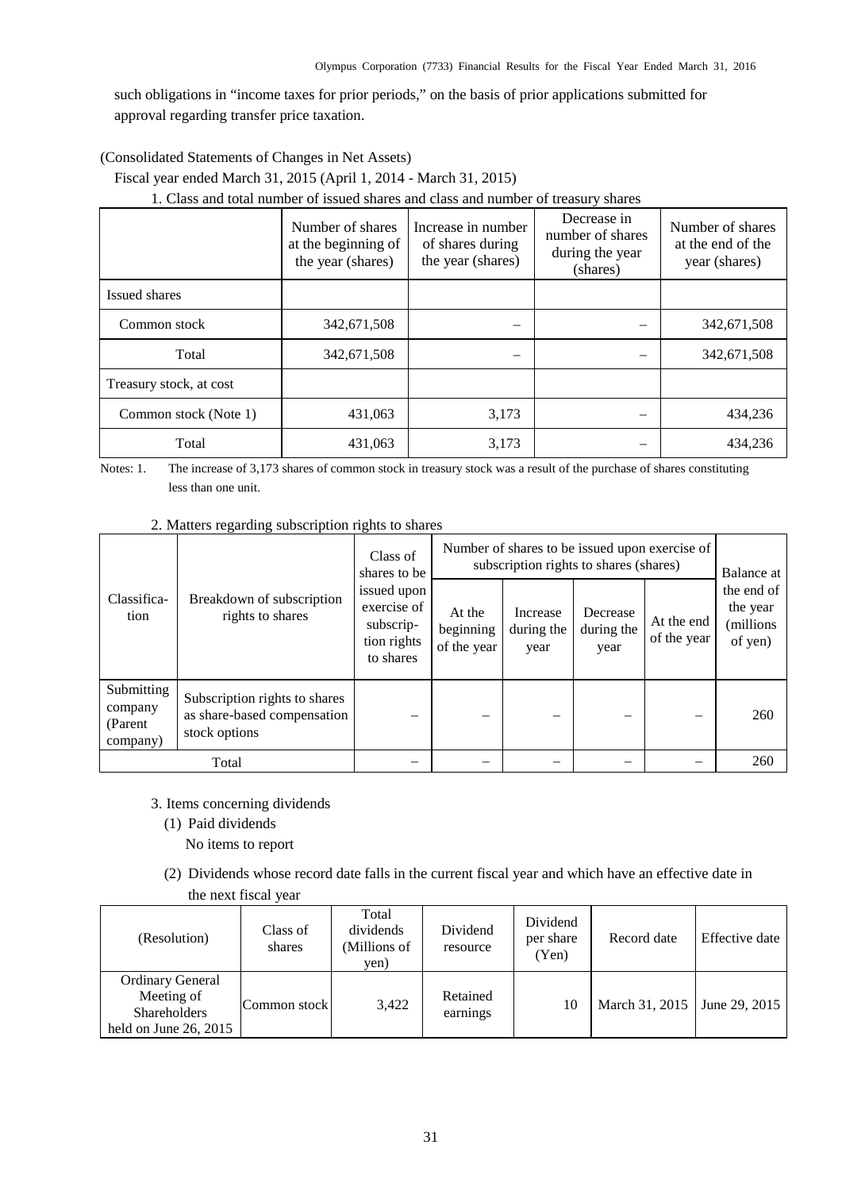such obligations in "income taxes for prior periods," on the basis of prior applications submitted for approval regarding transfer price taxation.

(Consolidated Statements of Changes in Net Assets)

Fiscal year ended March 31, 2015 (April 1, 2014 - March 31, 2015)

1. Class and total number of issued shares and class and number of treasury shares

| | Number of shares at the beginning of the year (shares) | Increase in number of shares during the year (shares) | Decrease in number of shares during the year (shares) | Number of shares at the end of the year (shares) |
|---|---|---|---|---|
| Issued shares | | | | |
| Common stock | 342,671,508 | – | – | 342,671,508 |
| Total | 342,671,508 | – | – | 342,671,508 |
| Treasury stock, at cost | | | | |
| Common stock (Note 1) | 431,063 | 3,173 | – | 434,236 |
| Total | 431,063 | 3,173 | – | 434,236 |

Notes: 1. The increase of 3,173 shares of common stock in treasury stock was a result of the purchase of shares constituting less than one unit.

2. Matters regarding subscription rights to shares

| Classification | Breakdown of subscription rights to shares | Class of shares to be issued upon exercise of subscription rights to shares | Number of shares to be issued upon exercise of subscription rights to shares (shares) | | | | Balance at the end of the year (millions of yen) |
|---|---|---|---|---|---|---|---|
| | | | At the beginning of the year | Increase during the year | Decrease during the year | At the end of the year | |
| Submitting company (Parent company) | Subscription rights to shares as share-based compensation stock options | – | – | – | – | – | 260 |
| Total | | – | – | – | – | – | 260 |

3. Items concerning dividends

(1) Paid dividends

No items to report

(2) Dividends whose record date falls in the current fiscal year and which have an effective date in the next fiscal year

| (Resolution) | Class of shares | Total dividends (Millions of yen) | Dividend resource | Dividend per share (Yen) | Record date | Effective date |
|---|---|---|---|---|---|---|
| Ordinary General Meeting of Shareholders held on June 26, 2015 | Common stock | 3,422 | Retained earnings | 10 | March 31, 2015 | June 29, 2015 |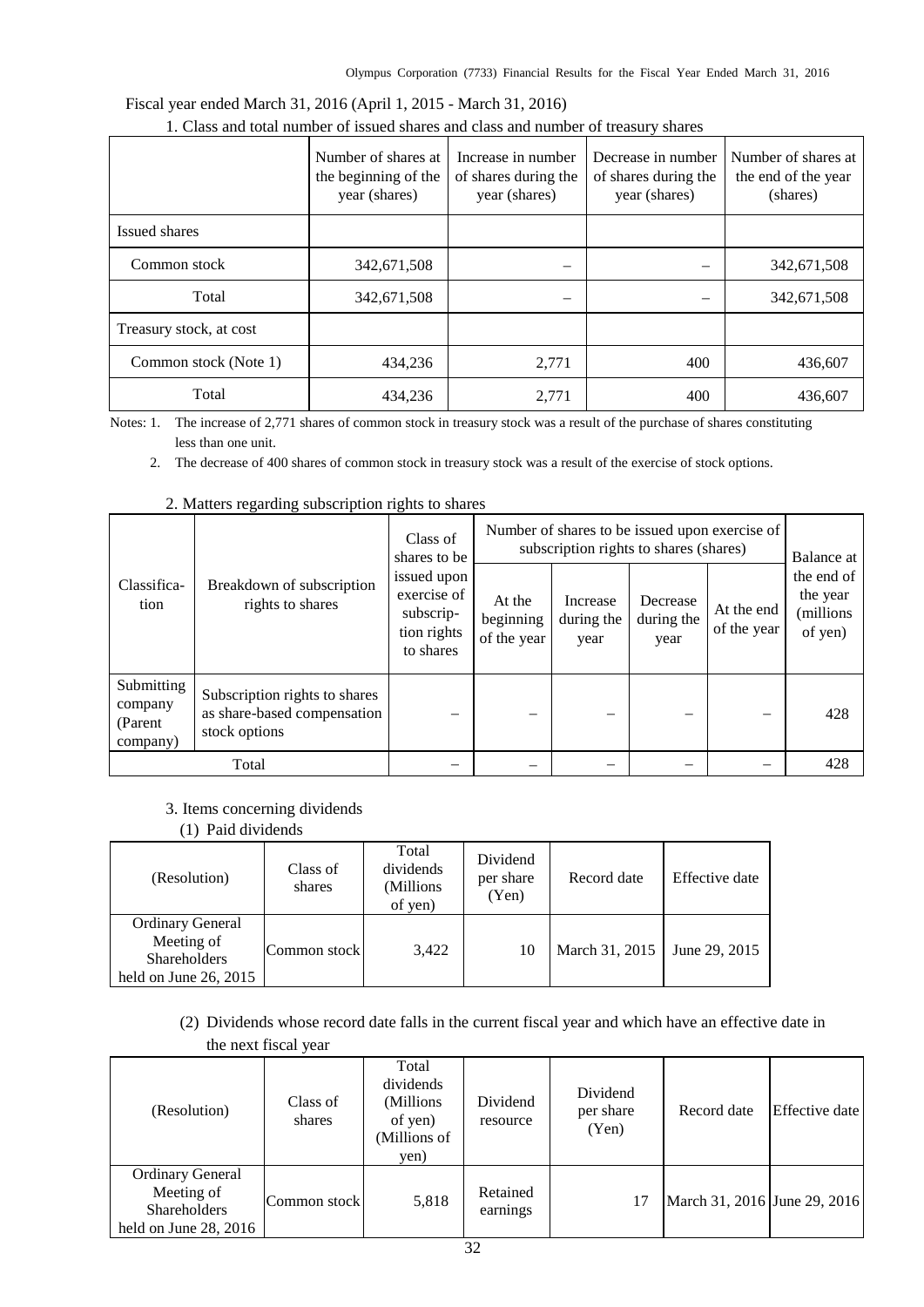Fiscal year ended March 31, 2016 (April 1, 2015 - March 31, 2016)

1. Class and total number of issued shares and class and number of treasury shares

| | Number of shares at the beginning of the year (shares) | Increase in number of shares during the year (shares) | Decrease in number of shares during the year (shares) | Number of shares at the end of the year (shares) |
|---|---|---|---|---|
| Issued shares | | | | |
| Common stock | 342,671,508 | – | – | 342,671,508 |
| Total | 342,671,508 | – | – | 342,671,508 |
| Treasury stock, at cost | | | | |
| Common stock (Note 1) | 434,236 | 2,771 | 400 | 436,607 |
| Total | 434,236 | 2,771 | 400 | 436,607 |

Notes: 1. The increase of 2,771 shares of common stock in treasury stock was a result of the purchase of shares constituting less than one unit.

2. The decrease of 400 shares of common stock in treasury stock was a result of the exercise of stock options.

2. Matters regarding subscription rights to shares

| Classification | Breakdown of subscription rights to shares | Class of shares to be issued upon exercise of subscription rights to shares | Number of shares to be issued upon exercise of subscription rights to shares (shares) | | | | Balance at the end of the year (millions of yen) |
|---|---|---|---|---|---|---|---|
| | | | At the beginning of the year | Increase during the year | Decrease during the year | At the end of the year | |
| Submitting company (Parent company) | Subscription rights to shares as share-based compensation stock options | – | – | – | – | – | 428 |
| Total | | – | – | – | – | – | 428 |

3. Items concerning dividends

(1) Paid dividends

| (Resolution) | Class of shares | Total dividends (Millions of yen) | Dividend per share (Yen) | Record date | Effective date |
|---|---|---|---|---|---|
| Ordinary General Meeting of Shareholders held on June 26, 2015 | Common stock | 3,422 | 10 | March 31, 2015 | June 29, 2015 |

(2) Dividends whose record date falls in the current fiscal year and which have an effective date in the next fiscal year

| (Resolution) | Class of shares | Total dividends (Millions of yen) (Millions of yen) | Dividend resource | Dividend per share (Yen) | Record date | Effective date |
|---|---|---|---|---|---|---|
| Ordinary General Meeting of Shareholders held on June 28, 2016 | Common stock | 5,818 | Retained earnings | 17 | March 31, 2016 | June 29, 2016 |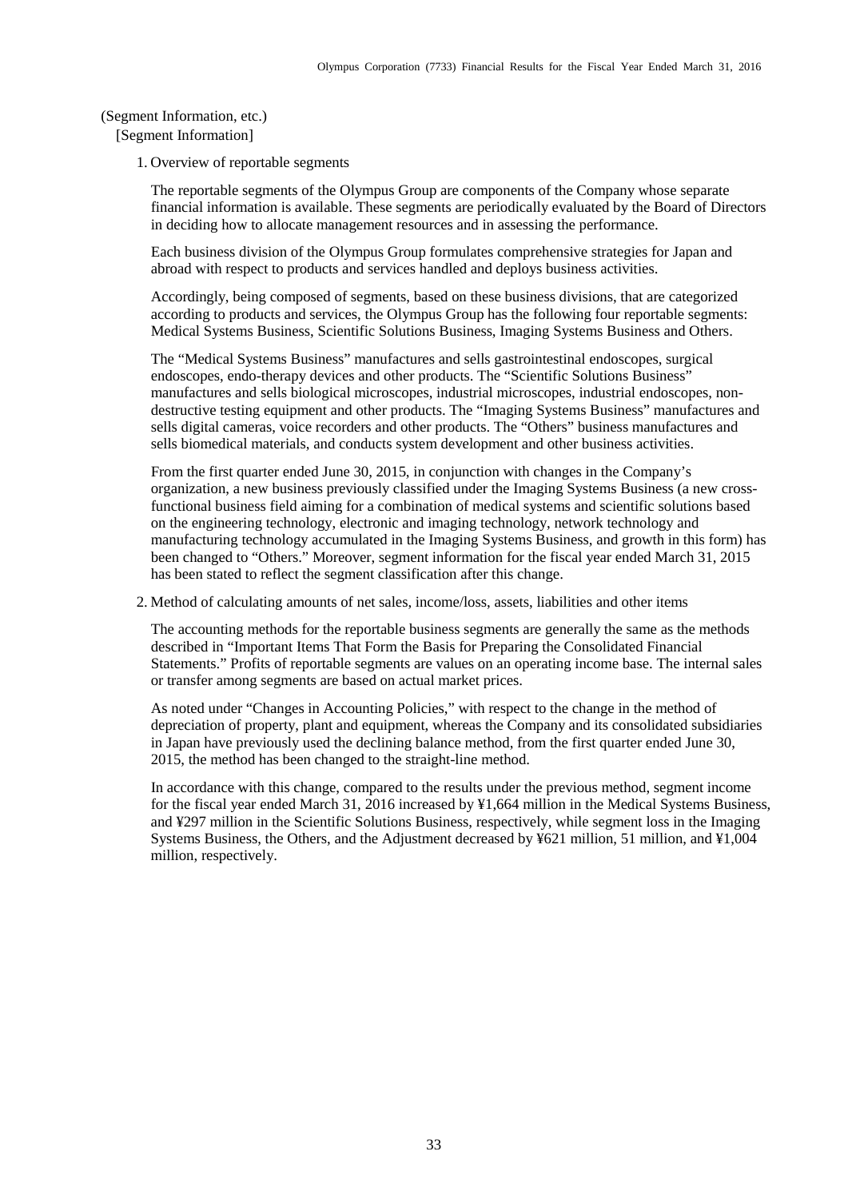(Segment Information, etc.)

[Segment Information]

1. Overview of reportable segments

The reportable segments of the Olympus Group are components of the Company whose separate financial information is available. These segments are periodically evaluated by the Board of Directors in deciding how to allocate management resources and in assessing the performance.

Each business division of the Olympus Group formulates comprehensive strategies for Japan and abroad with respect to products and services handled and deploys business activities.

Accordingly, being composed of segments, based on these business divisions, that are categorized according to products and services, the Olympus Group has the following four reportable segments: Medical Systems Business, Scientific Solutions Business, Imaging Systems Business and Others.

The "Medical Systems Business" manufactures and sells gastrointestinal endoscopes, surgical endoscopes, endo-therapy devices and other products. The "Scientific Solutions Business" manufactures and sells biological microscopes, industrial microscopes, industrial endoscopes, non-destructive testing equipment and other products. The "Imaging Systems Business" manufactures and sells digital cameras, voice recorders and other products. The "Others" business manufactures and sells biomedical materials, and conducts system development and other business activities.

From the first quarter ended June 30, 2015, in conjunction with changes in the Company's organization, a new business previously classified under the Imaging Systems Business (a new cross-functional business field aiming for a combination of medical systems and scientific solutions based on the engineering technology, electronic and imaging technology, network technology and manufacturing technology accumulated in the Imaging Systems Business, and growth in this form) has been changed to "Others." Moreover, segment information for the fiscal year ended March 31, 2015 has been stated to reflect the segment classification after this change.

2. Method of calculating amounts of net sales, income/loss, assets, liabilities and other items

The accounting methods for the reportable business segments are generally the same as the methods described in "Important Items That Form the Basis for Preparing the Consolidated Financial Statements." Profits of reportable segments are values on an operating income base. The internal sales or transfer among segments are based on actual market prices.

As noted under "Changes in Accounting Policies," with respect to the change in the method of depreciation of property, plant and equipment, whereas the Company and its consolidated subsidiaries in Japan have previously used the declining balance method, from the first quarter ended June 30, 2015, the method has been changed to the straight-line method.

In accordance with this change, compared to the results under the previous method, segment income for the fiscal year ended March 31, 2016 increased by ¥1,664 million in the Medical Systems Business, and ¥297 million in the Scientific Solutions Business, respectively, while segment loss in the Imaging Systems Business, the Others, and the Adjustment decreased by ¥621 million, 51 million, and ¥1,004 million, respectively.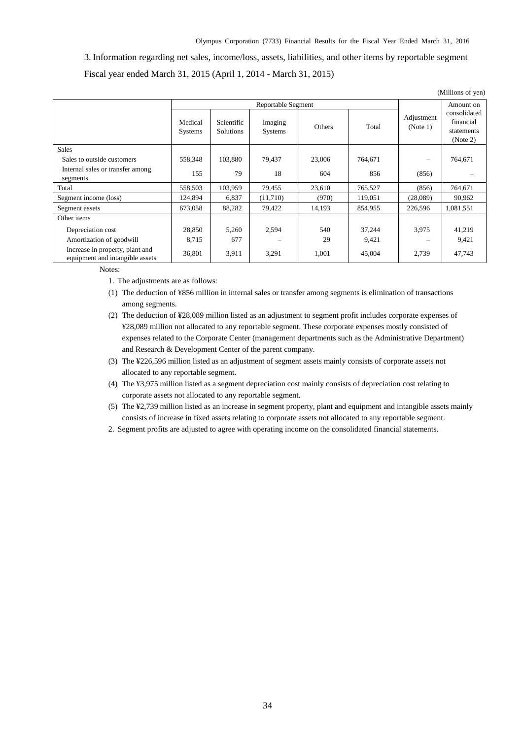3. Information regarding net sales, income/loss, assets, liabilities, and other items by reportable segment

Fiscal year ended March 31, 2015 (April 1, 2014 - March 31, 2015)

(Millions of yen)

| | Reportable Segment | | | | | Adjustment (Note 1) | Amount on consolidated financial statements (Note 2) |
|---|---|---|---|---|---|---|---|
| | Medical Systems | Scientific Solutions | Imaging Systems | Others | Total | | |
| Sales | | | | | | | |
| Sales to outside customers | 558,348 | 103,880 | 79,437 | 23,006 | 764,671 | – | 764,671 |
| Internal sales or transfer among segments | 155 | 79 | 18 | 604 | 856 | (856) | – |
| Total | 558,503 | 103,959 | 79,455 | 23,610 | 765,527 | (856) | 764,671 |
| Segment income (loss) | 124,894 | 6,837 | (11,710) | (970) | 119,051 | (28,089) | 90,962 |
| Segment assets | 673,058 | 88,282 | 79,422 | 14,193 | 854,955 | 226,596 | 1,081,551 |
| Other items | | | | | | | |
| Depreciation cost | 28,850 | 5,260 | 2,594 | 540 | 37,244 | 3,975 | 41,219 |
| Amortization of goodwill | 8,715 | 677 | – | 29 | 9,421 | – | 9,421 |
| Increase in property, plant and equipment and intangible assets | 36,801 | 3,911 | 3,291 | 1,001 | 45,004 | 2,739 | 47,743 |

Notes:

1. The adjustments are as follows:

(1) The deduction of ¥856 million in internal sales or transfer among segments is elimination of transactions among segments.

(2) The deduction of ¥28,089 million listed as an adjustment to segment profit includes corporate expenses of ¥28,089 million not allocated to any reportable segment. These corporate expenses mostly consisted of expenses related to the Corporate Center (management departments such as the Administrative Department) and Research & Development Center of the parent company.

(3) The ¥226,596 million listed as an adjustment of segment assets mainly consists of corporate assets not allocated to any reportable segment.

(4) The ¥3,975 million listed as a segment depreciation cost mainly consists of depreciation cost relating to corporate assets not allocated to any reportable segment.

(5) The ¥2,739 million listed as an increase in segment property, plant and equipment and intangible assets mainly consists of increase in fixed assets relating to corporate assets not allocated to any reportable segment.

2. Segment profits are adjusted to agree with operating income on the consolidated financial statements.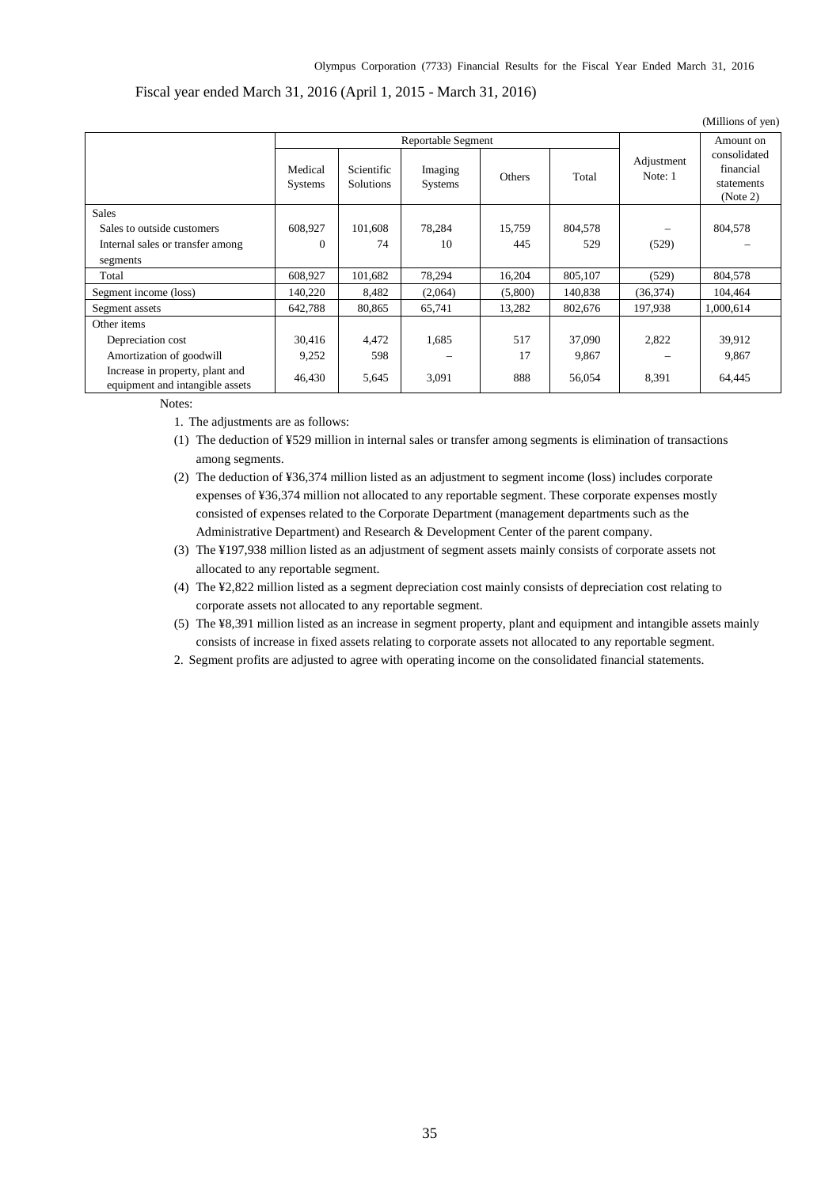Fiscal year ended March 31, 2016 (April 1, 2015 - March 31, 2016)

(Millions of yen)

| | Reportable Segment | | | | | Adjustment Note: 1 | Amount on consolidated financial statements (Note 2) |
|---|---|---|---|---|---|---|---|
| | Medical Systems | Scientific Solutions | Imaging Systems | Others | Total | | |
| Sales | | | | | | | |
| Sales to outside customers | 608,927 | 101,608 | 78,284 | 15,759 | 804,578 | – | 804,578 |
| Internal sales or transfer among segments | 0 | 74 | 10 | 445 | 529 | (529) | – |
| Total | 608,927 | 101,682 | 78,294 | 16,204 | 805,107 | (529) | 804,578 |
| Segment income (loss) | 140,220 | 8,482 | (2,064) | (5,800) | 140,838 | (36,374) | 104,464 |
| Segment assets | 642,788 | 80,865 | 65,741 | 13,282 | 802,676 | 197,938 | 1,000,614 |
| Other items | | | | | | | |
| Depreciation cost | 30,416 | 4,472 | 1,685 | 517 | 37,090 | 2,822 | 39,912 |
| Amortization of goodwill | 9,252 | 598 | – | 17 | 9,867 | – | 9,867 |
| Increase in property, plant and equipment and intangible assets | 46,430 | 5,645 | 3,091 | 888 | 56,054 | 8,391 | 64,445 |

Notes:

1. The adjustments are as follows:
   (1) The deduction of ¥529 million in internal sales or transfer among segments is elimination of transactions among segments.
   (2) The deduction of ¥36,374 million listed as an adjustment to segment income (loss) includes corporate expenses of ¥36,374 million not allocated to any reportable segment. These corporate expenses mostly consisted of expenses related to the Corporate Department (management departments such as the Administrative Department) and Research & Development Center of the parent company.
   (3) The ¥197,938 million listed as an adjustment of segment assets mainly consists of corporate assets not allocated to any reportable segment.
   (4) The ¥2,822 million listed as a segment depreciation cost mainly consists of depreciation cost relating to corporate assets not allocated to any reportable segment.
   (5) The ¥8,391 million listed as an increase in segment property, plant and equipment and intangible assets mainly consists of increase in fixed assets relating to corporate assets not allocated to any reportable segment.
2. Segment profits are adjusted to agree with operating income on the consolidated financial statements.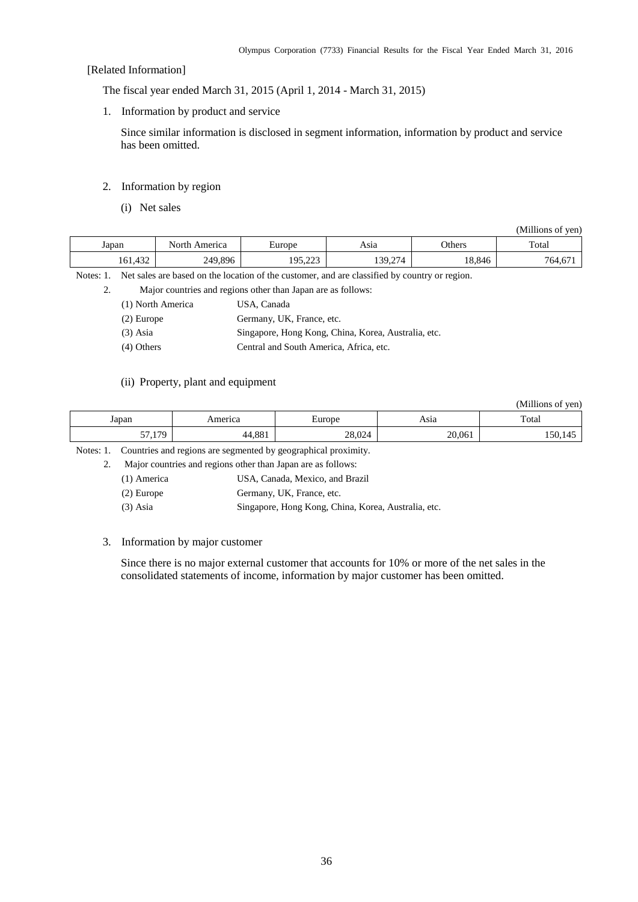[Related Information]

The fiscal year ended March 31, 2015 (April 1, 2014 - March 31, 2015)

1. Information by product and service

   Since similar information is disclosed in segment information, information by product and service has been omitted.

2. Information by region

   (i) Net sales

(Millions of yen)

| Japan | North America | Europe | Asia | Others | Total |
|---|---|---|---|---|---|
| 161,432 | 249,896 | 195,223 | 139,274 | 18,846 | 764,671 |

Notes: 1. Net sales are based on the location of the customer, and are classified by country or region.

2. Major countries and regions other than Japan are as follows:

   (1) North America: USA, Canada

   (2) Europe: Germany, UK, France, etc.

   (3) Asia: Singapore, Hong Kong, China, Korea, Australia, etc.

   (4) Others: Central and South America, Africa, etc.

   (ii) Property, plant and equipment

(Millions of yen)

| Japan | America | Europe | Asia | Total |
|---|---|---|---|---|
| 57,179 | 44,881 | 28,024 | 20,061 | 150,145 |

Notes: 1. Countries and regions are segmented by geographical proximity.

2. Major countries and regions other than Japan are as follows:

   (1) America: USA, Canada, Mexico, and Brazil

   (2) Europe: Germany, UK, France, etc.

   (3) Asia: Singapore, Hong Kong, China, Korea, Australia, etc.

3. Information by major customer

   Since there is no major external customer that accounts for 10% or more of the net sales in the consolidated statements of income, information by major customer has been omitted.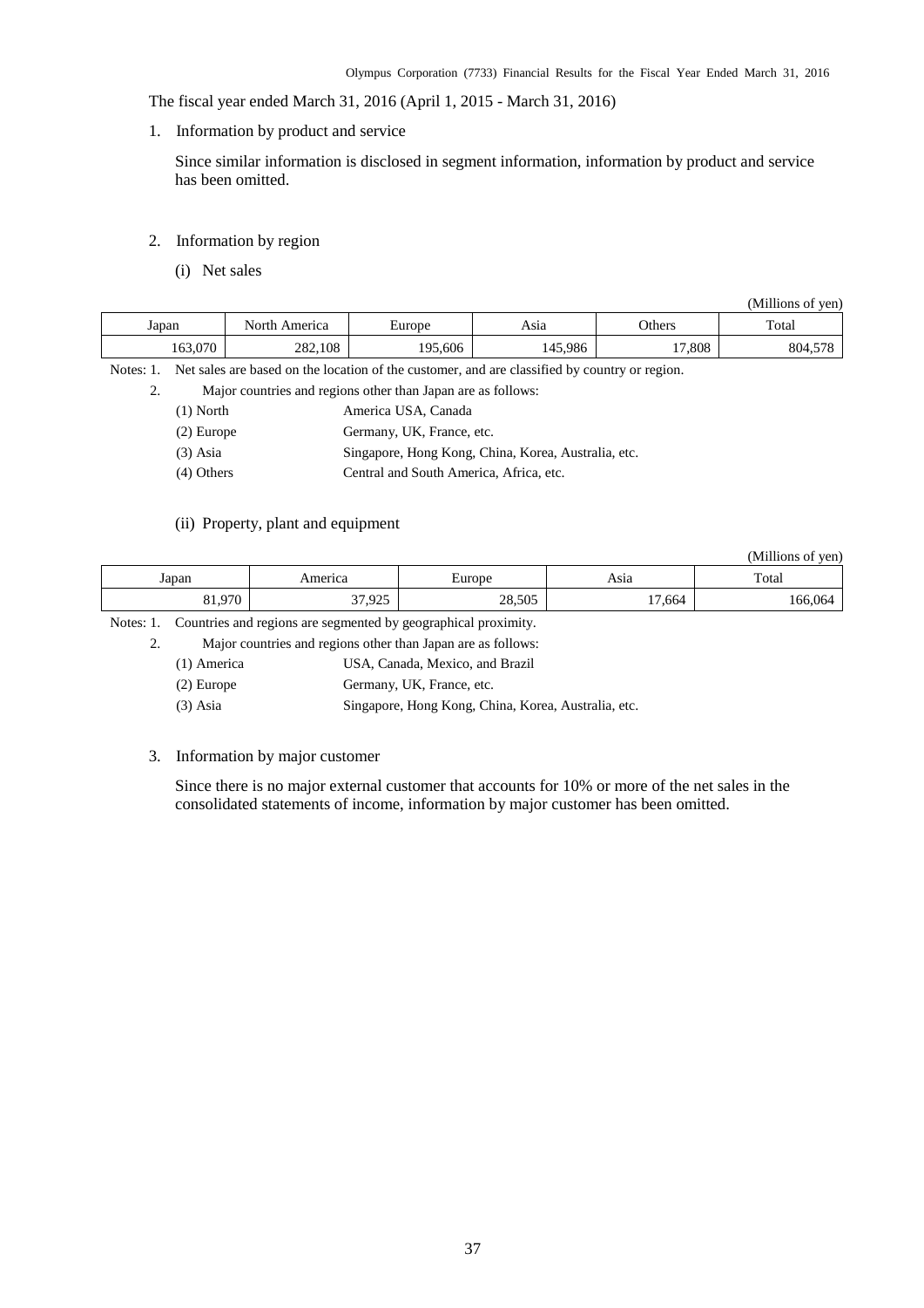The fiscal year ended March 31, 2016 (April 1, 2015 - March 31, 2016)

1. Information by product and service

   Since similar information is disclosed in segment information, information by product and service has been omitted.

2. Information by region

   (i) Net sales

(Millions of yen)

| Japan | North America | Europe | Asia | Others | Total |
|---|---|---|---|---|---|
| 163,070 | 282,108 | 195,606 | 145,986 | 17,808 | 804,578 |

Notes: 1. Net sales are based on the location of the customer, and are classified by country or region.

2. Major countries and regions other than Japan are as follows:

   (1) North America USA, Canada

   (2) Europe Germany, UK, France, etc.

   (3) Asia Singapore, Hong Kong, China, Korea, Australia, etc.

   (4) Others Central and South America, Africa, etc.

   (ii) Property, plant and equipment

(Millions of yen)

| Japan | America | Europe | Asia | Total |
|---|---|---|---|---|
| 81,970 | 37,925 | 28,505 | 17,664 | 166,064 |

Notes: 1. Countries and regions are segmented by geographical proximity.

2. Major countries and regions other than Japan are as follows:

   (1) America USA, Canada, Mexico, and Brazil

   (2) Europe Germany, UK, France, etc.

   (3) Asia Singapore, Hong Kong, China, Korea, Australia, etc.

3. Information by major customer

   Since there is no major external customer that accounts for 10% or more of the net sales in the consolidated statements of income, information by major customer has been omitted.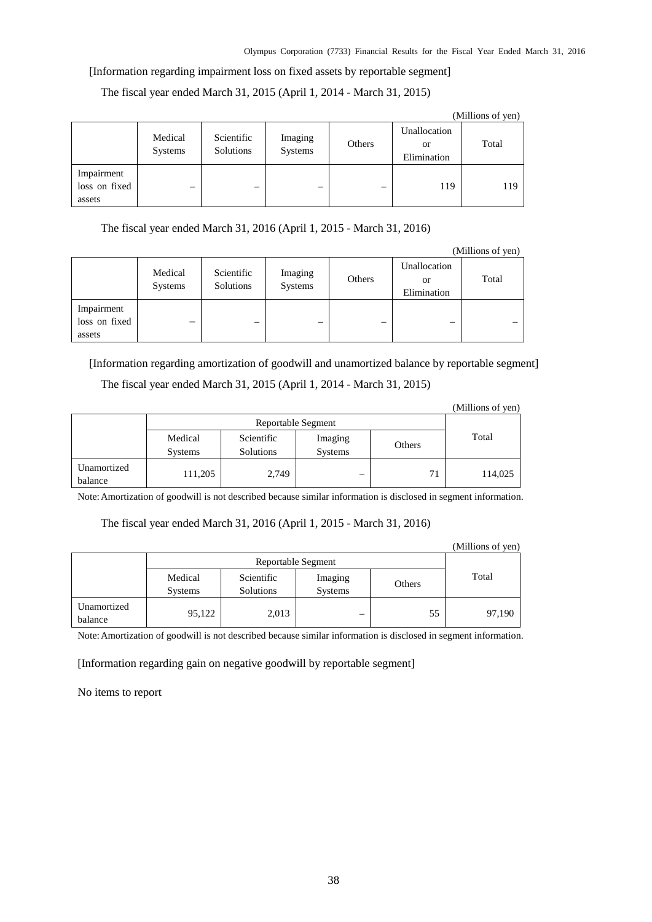[Information regarding impairment loss on fixed assets by reportable segment]

The fiscal year ended March 31, 2015 (April 1, 2014 - March 31, 2015)

(Millions of yen)

| | Medical Systems | Scientific Solutions | Imaging Systems | Others | Unallocation or Elimination | Total |
|---|---|---|---|---|---|---|
| Impairment loss on fixed assets | – | – | – | – | 119 | 119 |

The fiscal year ended March 31, 2016 (April 1, 2015 - March 31, 2016)

(Millions of yen)

| | Medical Systems | Scientific Solutions | Imaging Systems | Others | Unallocation or Elimination | Total |
|---|---|---|---|---|---|---|
| Impairment loss on fixed assets | – | – | – | – | – | – |

[Information regarding amortization of goodwill and unamortized balance by reportable segment]

The fiscal year ended March 31, 2015 (April 1, 2014 - March 31, 2015)

(Millions of yen)

| | Reportable Segment | | | | Total |
|---|---|---|---|---|---|
| | Medical Systems | Scientific Solutions | Imaging Systems | Others | |
| Unamortized balance | 111,205 | 2,749 | – | 71 | 114,025 |

Note: Amortization of goodwill is not described because similar information is disclosed in segment information.

The fiscal year ended March 31, 2016 (April 1, 2015 - March 31, 2016)

(Millions of yen)

| | Reportable Segment | | | | Total |
|---|---|---|---|---|---|
| | Medical Systems | Scientific Solutions | Imaging Systems | Others | |
| Unamortized balance | 95,122 | 2,013 | – | 55 | 97,190 |

Note: Amortization of goodwill is not described because similar information is disclosed in segment information.

[Information regarding gain on negative goodwill by reportable segment]

No items to report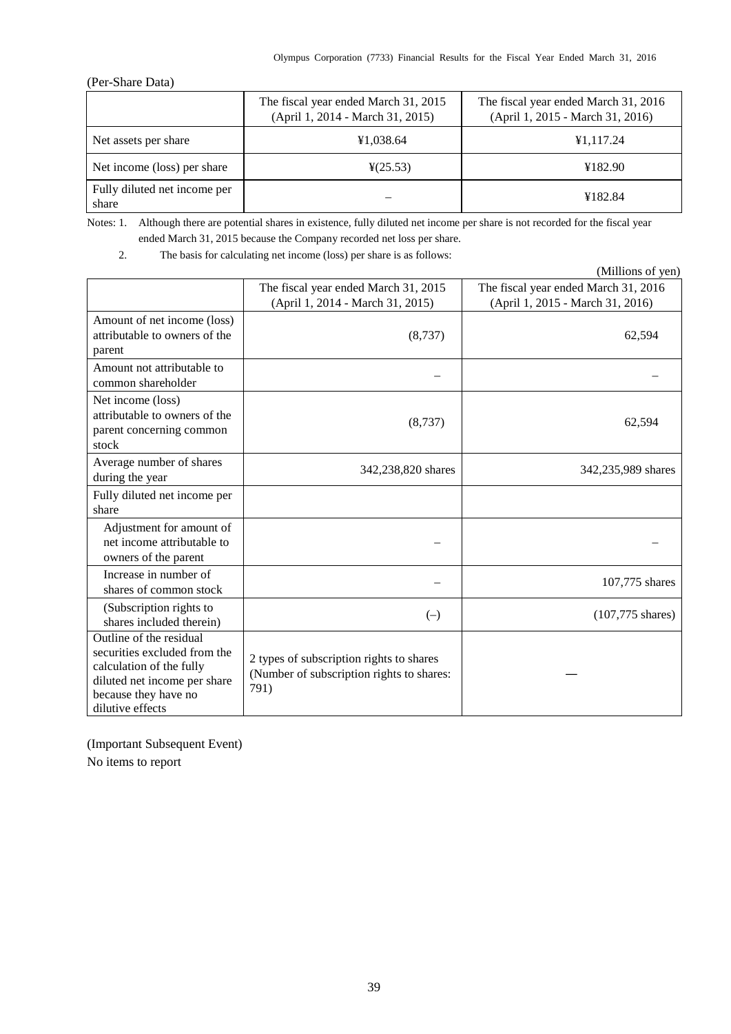(Per-Share Data)

| | The fiscal year ended March 31, 2015 (April 1, 2014 - March 31, 2015) | The fiscal year ended March 31, 2016 (April 1, 2015 - March 31, 2016) |
|---|---|---|
| Net assets per share | ¥1,038.64 | ¥1,117.24 |
| Net income (loss) per share | ¥(25.53) | ¥182.90 |
| Fully diluted net income per share | – | ¥182.84 |

Notes: 1. Although there are potential shares in existence, fully diluted net income per share is not recorded for the fiscal year ended March 31, 2015 because the Company recorded net loss per share.

2. The basis for calculating net income (loss) per share is as follows:

(Millions of yen)

| | The fiscal year ended March 31, 2015 (April 1, 2014 - March 31, 2015) | The fiscal year ended March 31, 2016 (April 1, 2015 - March 31, 2016) |
|---|---|---|
| Amount of net income (loss) attributable to owners of the parent | (8,737) | 62,594 |
| Amount not attributable to common shareholder | – | – |
| Net income (loss) attributable to owners of the parent concerning common stock | (8,737) | 62,594 |
| Average number of shares during the year | 342,238,820 shares | 342,235,989 shares |
| Fully diluted net income per share | | |
| Adjustment for amount of net income attributable to owners of the parent | – | – |
| Increase in number of shares of common stock | – | 107,775 shares |
| (Subscription rights to shares included therein) | (–) | (107,775 shares) |
| Outline of the residual securities excluded from the calculation of the fully diluted net income per share because they have no dilutive effects | 2 types of subscription rights to shares (Number of subscription rights to shares: 791) | — |

(Important Subsequent Event)

No items to report